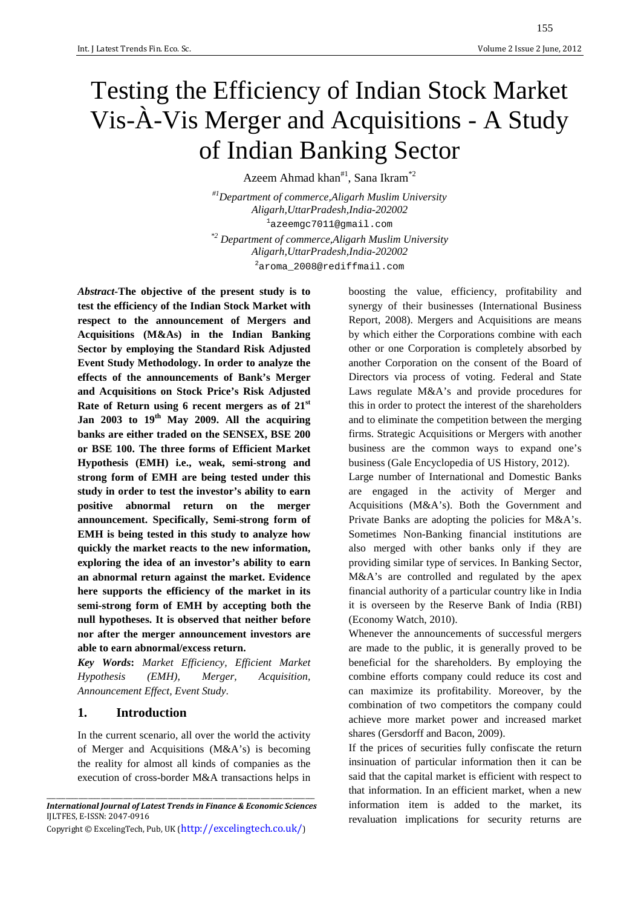# Testing the Efficiency of Indian Stock Market Vis-À-Vis Merger and Acquisitions - A Study of Indian Banking Sector

Azeem Ahmad khan[#1], Sana Ikram[*2]

[#1]*Department of commerce,Aligarh Muslim University Aligarh,UttarPradesh,India-202002*
[1]azeemgc7011@gmail.com

[*2] *Department of commerce,Aligarh Muslim University Aligarh,UttarPradesh,India-202002*
[2]aroma_2008@rediffmail.com

***Abstract*-The objective of the present study is to test the efficiency of the Indian Stock Market with respect to the announcement of Mergers and Acquisitions (M&As) in the Indian Banking Sector by employing the Standard Risk Adjusted Event Study Methodology. In order to analyze the effects of the announcements of Bank's Merger and Acquisitions on Stock Price's Risk Adjusted Rate of Return using 6 recent mergers as of 21st Jan 2003 to 19th May 2009. All the acquiring banks are either traded on the SENSEX, BSE 200 or BSE 100. The three forms of Efficient Market Hypothesis (EMH) i.e., weak, semi-strong and strong form of EMH are being tested under this study in order to test the investor's ability to earn positive abnormal return on the merger announcement. Specifically, Semi-strong form of EMH is being tested in this study to analyze how quickly the market reacts to the new information, exploring the idea of an investor's ability to earn an abnormal return against the market. Evidence here supports the efficiency of the market in its semi-strong form of EMH by accepting both the null hypotheses. It is observed that neither before nor after the merger announcement investors are able to earn abnormal/excess return.**

***Key Words*:** *Market Efficiency, Efficient Market Hypothesis (EMH), Merger, Acquisition, Announcement Effect, Event Study.*

## 1. Introduction

In the current scenario, all over the world the activity of Merger and Acquisitions (M&A's) is becoming the reality for almost all kinds of companies as the execution of cross-border M&A transactions helps in boosting the value, efficiency, profitability and synergy of their businesses (International Business Report, 2008). Mergers and Acquisitions are means by which either the Corporations combine with each other or one Corporation is completely absorbed by another Corporation on the consent of the Board of Directors via process of voting. Federal and State Laws regulate M&A's and provide procedures for this in order to protect the interest of the shareholders and to eliminate the competition between the merging firms. Strategic Acquisitions or Mergers with another business are the common ways to expand one's business (Gale Encyclopedia of US History, 2012).

Large number of International and Domestic Banks are engaged in the activity of Merger and Acquisitions (M&A's). Both the Government and Private Banks are adopting the policies for M&A's. Sometimes Non-Banking financial institutions are also merged with other banks only if they are providing similar type of services. In Banking Sector, M&A's are controlled and regulated by the apex financial authority of a particular country like in India it is overseen by the Reserve Bank of India (RBI) (Economy Watch, 2010).

Whenever the announcements of successful mergers are made to the public, it is generally proved to be beneficial for the shareholders. By employing the combine efforts company could reduce its cost and can maximize its profitability. Moreover, by the combination of two competitors the company could achieve more market power and increased market shares (Gersdorff and Bacon, 2009).

If the prices of securities fully confiscate the return insinuation of particular information then it can be said that the capital market is efficient with respect to that information. In an efficient market, when a new information item is added to the market, its revaluation implications for security returns are

*International Journal of Latest Trends in Finance & Economic Sciences*
IJLTFES, E-ISSN: 2047-0916
Copyright © ExcelingTech, Pub, UK (http://excelingtech.co.uk/)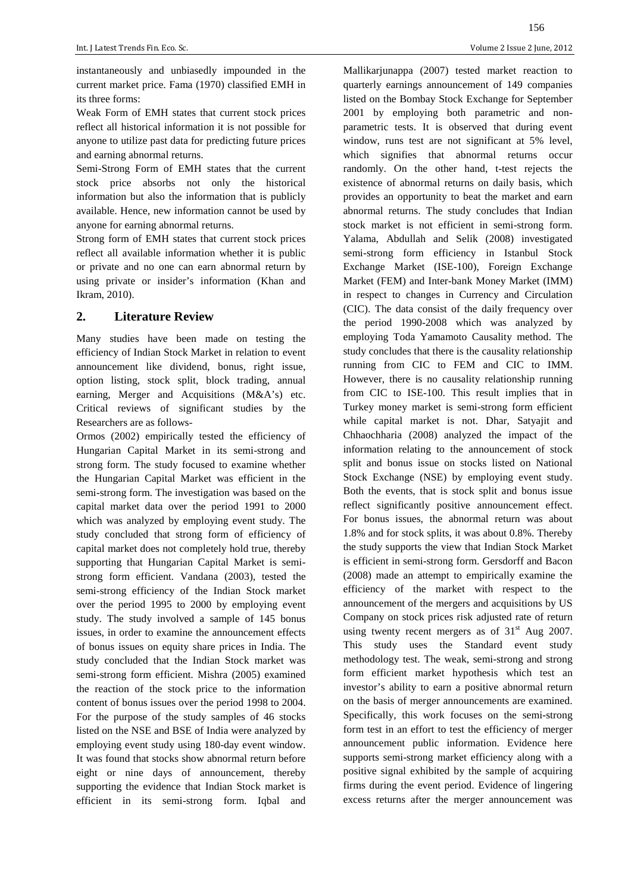instantaneously and unbiasedly impounded in the current market price. Fama (1970) classified EMH in its three forms:

Weak Form of EMH states that current stock prices reflect all historical information it is not possible for anyone to utilize past data for predicting future prices and earning abnormal returns.

Semi-Strong Form of EMH states that the current stock price absorbs not only the historical information but also the information that is publicly available. Hence, new information cannot be used by anyone for earning abnormal returns.

Strong form of EMH states that current stock prices reflect all available information whether it is public or private and no one can earn abnormal return by using private or insider's information (Khan and Ikram, 2010).

## 2. Literature Review

Many studies have been made on testing the efficiency of Indian Stock Market in relation to event announcement like dividend, bonus, right issue, option listing, stock split, block trading, annual earning, Merger and Acquisitions (M&A's) etc. Critical reviews of significant studies by the Researchers are as follows-

Ormos (2002) empirically tested the efficiency of Hungarian Capital Market in its semi-strong and strong form. The study focused to examine whether the Hungarian Capital Market was efficient in the semi-strong form. The investigation was based on the capital market data over the period 1991 to 2000 which was analyzed by employing event study. The study concluded that strong form of efficiency of capital market does not completely hold true, thereby supporting that Hungarian Capital Market is semi-strong form efficient. Vandana (2003), tested the semi-strong efficiency of the Indian Stock market over the period 1995 to 2000 by employing event study. The study involved a sample of 145 bonus issues, in order to examine the announcement effects of bonus issues on equity share prices in India. The study concluded that the Indian Stock market was semi-strong form efficient. Mishra (2005) examined the reaction of the stock price to the information content of bonus issues over the period 1998 to 2004. For the purpose of the study samples of 46 stocks listed on the NSE and BSE of India were analyzed by employing event study using 180-day event window. It was found that stocks show abnormal return before eight or nine days of announcement, thereby supporting the evidence that Indian Stock market is efficient in its semi-strong form. Iqbal and Mallikarjunappa (2007) tested market reaction to quarterly earnings announcement of 149 companies listed on the Bombay Stock Exchange for September 2001 by employing both parametric and non-parametric tests. It is observed that during event window, runs test are not significant at 5% level, which signifies that abnormal returns occur randomly. On the other hand, t-test rejects the existence of abnormal returns on daily basis, which provides an opportunity to beat the market and earn abnormal returns. The study concludes that Indian stock market is not efficient in semi-strong form. Yalama, Abdullah and Selik (2008) investigated semi-strong form efficiency in Istanbul Stock Exchange Market (ISE-100), Foreign Exchange Market (FEM) and Inter-bank Money Market (IMM) in respect to changes in Currency and Circulation (CIC). The data consist of the daily frequency over the period 1990-2008 which was analyzed by employing Toda Yamamoto Causality method. The study concludes that there is the causality relationship running from CIC to FEM and CIC to IMM. However, there is no causality relationship running from CIC to ISE-100. This result implies that in Turkey money market is semi-strong form efficient while capital market is not. Dhar, Satyajit and Chhaochharia (2008) analyzed the impact of the information relating to the announcement of stock split and bonus issue on stocks listed on National Stock Exchange (NSE) by employing event study. Both the events, that is stock split and bonus issue reflect significantly positive announcement effect. For bonus issues, the abnormal return was about 1.8% and for stock splits, it was about 0.8%. Thereby the study supports the view that Indian Stock Market is efficient in semi-strong form. Gersdorff and Bacon (2008) made an attempt to empirically examine the efficiency of the market with respect to the announcement of the mergers and acquisitions by US Company on stock prices risk adjusted rate of return using twenty recent mergers as of 31st Aug 2007. This study uses the Standard event study methodology test. The weak, semi-strong and strong form efficient market hypothesis which test an investor's ability to earn a positive abnormal return on the basis of merger announcements are examined. Specifically, this work focuses on the semi-strong form test in an effort to test the efficiency of merger announcement public information. Evidence here supports semi-strong market efficiency along with a positive signal exhibited by the sample of acquiring firms during the event period. Evidence of lingering excess returns after the merger announcement was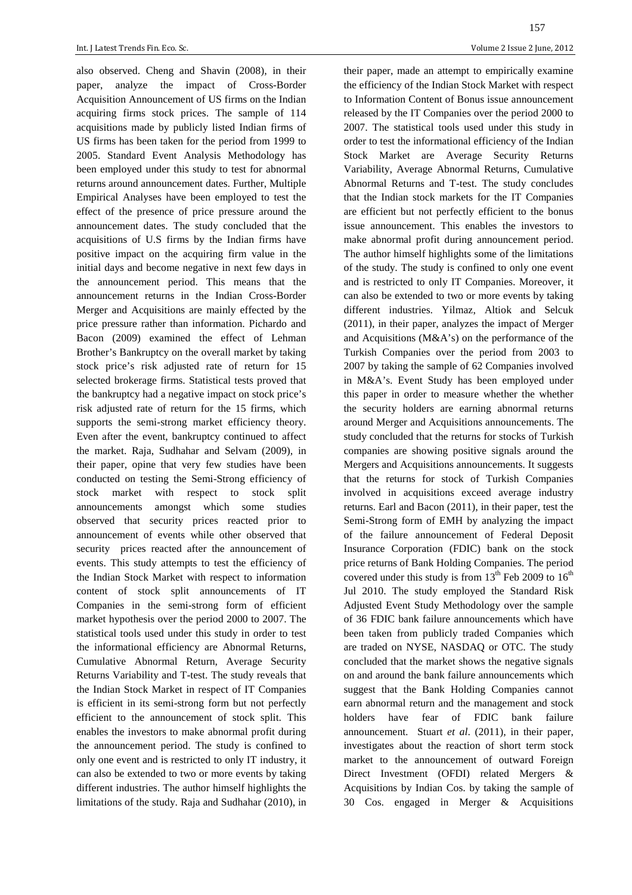also observed. Cheng and Shavin (2008), in their paper, analyze the impact of Cross-Border Acquisition Announcement of US firms on the Indian acquiring firms stock prices. The sample of 114 acquisitions made by publicly listed Indian firms of US firms has been taken for the period from 1999 to 2005. Standard Event Analysis Methodology has been employed under this study to test for abnormal returns around announcement dates. Further, Multiple Empirical Analyses have been employed to test the effect of the presence of price pressure around the announcement dates. The study concluded that the acquisitions of U.S firms by the Indian firms have positive impact on the acquiring firm value in the initial days and become negative in next few days in the announcement period. This means that the announcement returns in the Indian Cross-Border Merger and Acquisitions are mainly effected by the price pressure rather than information. Pichardo and Bacon (2009) examined the effect of Lehman Brother's Bankruptcy on the overall market by taking stock price's risk adjusted rate of return for 15 selected brokerage firms. Statistical tests proved that the bankruptcy had a negative impact on stock price's risk adjusted rate of return for the 15 firms, which supports the semi-strong market efficiency theory. Even after the event, bankruptcy continued to affect the market. Raja, Sudhahar and Selvam (2009), in their paper, opine that very few studies have been conducted on testing the Semi-Strong efficiency of stock market with respect to stock split announcements amongst which some studies observed that security prices reacted prior to announcement of events while other observed that security prices reacted after the announcement of events. This study attempts to test the efficiency of the Indian Stock Market with respect to information content of stock split announcements of IT Companies in the semi-strong form of efficient market hypothesis over the period 2000 to 2007. The statistical tools used under this study in order to test the informational efficiency are Abnormal Returns, Cumulative Abnormal Return, Average Security Returns Variability and T-test. The study reveals that the Indian Stock Market in respect of IT Companies is efficient in its semi-strong form but not perfectly efficient to the announcement of stock split. This enables the investors to make abnormal profit during the announcement period. The study is confined to only one event and is restricted to only IT industry, it can also be extended to two or more events by taking different industries. The author himself highlights the limitations of the study. Raja and Sudhahar (2010), in their paper, made an attempt to empirically examine the efficiency of the Indian Stock Market with respect to Information Content of Bonus issue announcement released by the IT Companies over the period 2000 to 2007. The statistical tools used under this study in order to test the informational efficiency of the Indian Stock Market are Average Security Returns Variability, Average Abnormal Returns, Cumulative Abnormal Returns and T-test. The study concludes that the Indian stock markets for the IT Companies are efficient but not perfectly efficient to the bonus issue announcement. This enables the investors to make abnormal profit during announcement period. The author himself highlights some of the limitations of the study. The study is confined to only one event and is restricted to only IT Companies. Moreover, it can also be extended to two or more events by taking different industries. Yilmaz, Altiok and Selcuk (2011), in their paper, analyzes the impact of Merger and Acquisitions (M&A's) on the performance of the Turkish Companies over the period from 2003 to 2007 by taking the sample of 62 Companies involved in M&A's. Event Study has been employed under this paper in order to measure whether the whether the security holders are earning abnormal returns around Merger and Acquisitions announcements. The study concluded that the returns for stocks of Turkish companies are showing positive signals around the Mergers and Acquisitions announcements. It suggests that the returns for stock of Turkish Companies involved in acquisitions exceed average industry returns. Earl and Bacon (2011), in their paper, test the Semi-Strong form of EMH by analyzing the impact of the failure announcement of Federal Deposit Insurance Corporation (FDIC) bank on the stock price returns of Bank Holding Companies. The period covered under this study is from 13th Feb 2009 to 16th Jul 2010. The study employed the Standard Risk Adjusted Event Study Methodology over the sample of 36 FDIC bank failure announcements which have been taken from publicly traded Companies which are traded on NYSE, NASDAQ or OTC. The study concluded that the market shows the negative signals on and around the bank failure announcements which suggest that the Bank Holding Companies cannot earn abnormal return and the management and stock holders have fear of FDIC bank failure announcement. Stuart *et al*. (2011), in their paper, investigates about the reaction of short term stock market to the announcement of outward Foreign Direct Investment (OFDI) related Mergers & Acquisitions by Indian Cos. by taking the sample of 30 Cos. engaged in Merger & Acquisitions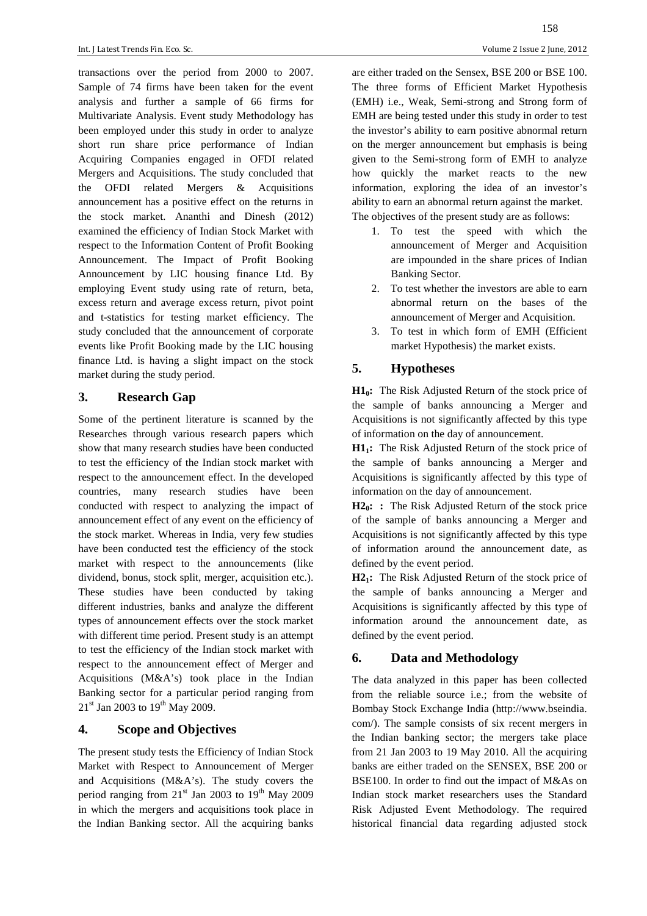transactions over the period from 2000 to 2007. Sample of 74 firms have been taken for the event analysis and further a sample of 66 firms for Multivariate Analysis. Event study Methodology has been employed under this study in order to analyze short run share price performance of Indian Acquiring Companies engaged in OFDI related Mergers and Acquisitions. The study concluded that the OFDI related Mergers & Acquisitions announcement has a positive effect on the returns in the stock market. Ananthi and Dinesh (2012) examined the efficiency of Indian Stock Market with respect to the Information Content of Profit Booking Announcement. The Impact of Profit Booking Announcement by LIC housing finance Ltd. By employing Event study using rate of return, beta, excess return and average excess return, pivot point and t-statistics for testing market efficiency. The study concluded that the announcement of corporate events like Profit Booking made by the LIC housing finance Ltd. is having a slight impact on the stock market during the study period.

## 3. Research Gap

Some of the pertinent literature is scanned by the Researches through various research papers which show that many research studies have been conducted to test the efficiency of the Indian stock market with respect to the announcement effect. In the developed countries, many research studies have been conducted with respect to analyzing the impact of announcement effect of any event on the efficiency of the stock market. Whereas in India, very few studies have been conducted test the efficiency of the stock market with respect to the announcements (like dividend, bonus, stock split, merger, acquisition etc.). These studies have been conducted by taking different industries, banks and analyze the different types of announcement effects over the stock market with different time period. Present study is an attempt to test the efficiency of the Indian stock market with respect to the announcement effect of Merger and Acquisitions (M&A's) took place in the Indian Banking sector for a particular period ranging from 21st Jan 2003 to 19th May 2009.

## 4. Scope and Objectives

The present study tests the Efficiency of Indian Stock Market with Respect to Announcement of Merger and Acquisitions (M&A's). The study covers the period ranging from 21st Jan 2003 to 19th May 2009 in which the mergers and acquisitions took place in the Indian Banking sector. All the acquiring banks are either traded on the Sensex, BSE 200 or BSE 100. The three forms of Efficient Market Hypothesis (EMH) i.e., Weak, Semi-strong and Strong form of EMH are being tested under this study in order to test the investor's ability to earn positive abnormal return on the merger announcement but emphasis is being given to the Semi-strong form of EMH to analyze how quickly the market reacts to the new information, exploring the idea of an investor's ability to earn an abnormal return against the market. The objectives of the present study are as follows:

1. To test the speed with which the announcement of Merger and Acquisition are impounded in the share prices of Indian Banking Sector.
2. To test whether the investors are able to earn abnormal return on the bases of the announcement of Merger and Acquisition.
3. To test in which form of EMH (Efficient market Hypothesis) the market exists.

## 5. Hypotheses

**$H1_0$:** The Risk Adjusted Return of the stock price of the sample of banks announcing a Merger and Acquisitions is not significantly affected by this type of information on the day of announcement.

**$H1_1$:** The Risk Adjusted Return of the stock price of the sample of banks announcing a Merger and Acquisitions is significantly affected by this type of information on the day of announcement.

**$H2_0$: :** The Risk Adjusted Return of the stock price of the sample of banks announcing a Merger and Acquisitions is not significantly affected by this type of information around the announcement date, as defined by the event period.

**$H2_1$:** The Risk Adjusted Return of the stock price of the sample of banks announcing a Merger and Acquisitions is significantly affected by this type of information around the announcement date, as defined by the event period.

## 6. Data and Methodology

The data analyzed in this paper has been collected from the reliable source i.e.; from the website of Bombay Stock Exchange India (http://www.bseindia.com/). The sample consists of six recent mergers in the Indian banking sector; the mergers take place from 21 Jan 2003 to 19 May 2010. All the acquiring banks are either traded on the SENSEX, BSE 200 or BSE100. In order to find out the impact of M&As on Indian stock market researchers uses the Standard Risk Adjusted Event Methodology. The required historical financial data regarding adjusted stock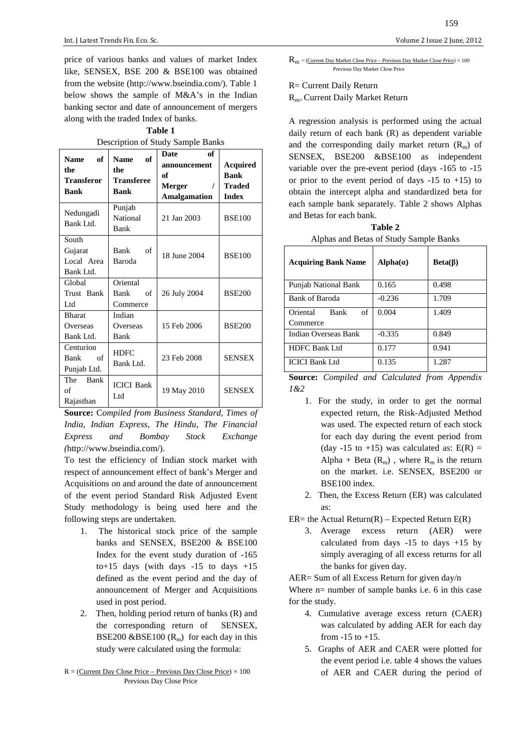price of various banks and values of market Index like, SENSEX, BSE 200 & BSE100 was obtained from the website (http://www.bseindia.com/). Table 1 below shows the sample of M&A's in the Indian banking sector and date of announcement of mergers along with the traded Index of banks.

**Table 1**

Description of Study Sample Banks

| Name of the Transferor Bank | Name of the Transferee Bank | Date of announcement of Merger / Amalgamation | Acquired Bank Traded Index |
|---|---|---|---|
| Nedungadi Bank Ltd. | Punjab National Bank | 21 Jan 2003 | BSE100 |
| South Gujarat Local Area Bank Ltd. | Bank of Baroda | 18 June 2004 | BSE100 |
| Global Trust Bank Ltd | Oriental Bank of Commerce | 26 July 2004 | BSE200 |
| Bharat Overseas Bank Ltd. | Indian Overseas Bank | 15 Feb 2006 | BSE200 |
| Centurion Bank of Punjab Ltd. | HDFC Bank Ltd. | 23 Feb 2008 | SENSEX |
| The Bank of Rajasthan | ICICI Bank Ltd | 19 May 2010 | SENSEX |

**Source:** *Compiled from Business Standard, Times of India, Indian Express, The Hindu, The Financial Express and Bombay Stock Exchange (*http://www.bseindia.com/).

To test the efficiency of Indian stock market with respect of announcement effect of bank's Merger and Acquisitions on and around the date of announcement of the event period Standard Risk Adjusted Event Study methodology is being used here and the following steps are undertaken.

1. The historical stock price of the sample banks and SENSEX, BSE200 & BSE100 Index for the event study duration of -165 to+15 days (with days -15 to days +15 defined as the event period and the day of announcement of Merger and Acquisitions used in post period.
2. Then, holding period return of banks (R) and the corresponding return of SENSEX, BSE200 &BSE100 ($R_m$) for each day in this study were calculated using the formula:

$$R = \frac{\text{Current Day Close Price} - \text{Previous Day Close Price}}{\text{Previous Day Close Price}} \times 100$$

$$R_m = \frac{\text{Current Day Market Close Price} - \text{Previous Day Market Close Price}}{\text{Previous Day Market Close Price}} \times 100$$

R= Current Daily Return

$R_m$= Current Daily Market Return

A regression analysis is performed using the actual daily return of each bank (R) as dependent variable and the corresponding daily market return ($R_m$) of SENSEX, BSE200 &BSE100 as independent variable over the pre-event period (days -165 to -15 or prior to the event period of days -15 to +15) to obtain the intercept alpha and standardized beta for each sample bank separately. Table 2 shows Alphas and Betas for each bank.

**Table 2**

Alphas and Betas of Study Sample Banks

| Acquiring Bank Name | Alpha(α) | Beta(β) |
|---|---|---|
| Punjab National Bank | 0.165 | 0.498 |
| Bank of Baroda | -0.236 | 1.709 |
| Oriental Bank of Commerce | 0.004 | 1.409 |
| Indian Overseas Bank | -0.335 | 0.849 |
| HDFC Bank Ltd | 0.177 | 0.941 |
| ICICI Bank Ltd | 0.135 | 1.287 |

**Source:** *Compiled and Calculated from Appendix 1&2*

1. For the study, in order to get the normal expected return, the Risk-Adjusted Method was used. The expected return of each stock for each day during the event period from (day -15 to +15) was calculated as: $E(R) = \text{Alpha} + \text{Beta}\ (R_m)$, where $R_m$ is the return on the market. i.e. SENSEX, BSE200 or BSE100 index.
2. Then, the Excess Return (ER) was calculated as:

ER= the Actual Return(R) – Expected Return E(R)

3. Average excess return (AER) were calculated from days -15 to days +15 by simply averaging of all excess returns for all the banks for given day.

AER= Sum of all Excess Return for given day/n

Where n= number of sample banks i.e. 6 in this case for the study.

4. Cumulative average excess return (CAER) was calculated by adding AER for each day from -15 to +15.
5. Graphs of AER and CAER were plotted for the event period i.e. table 4 shows the values of AER and CAER during the period of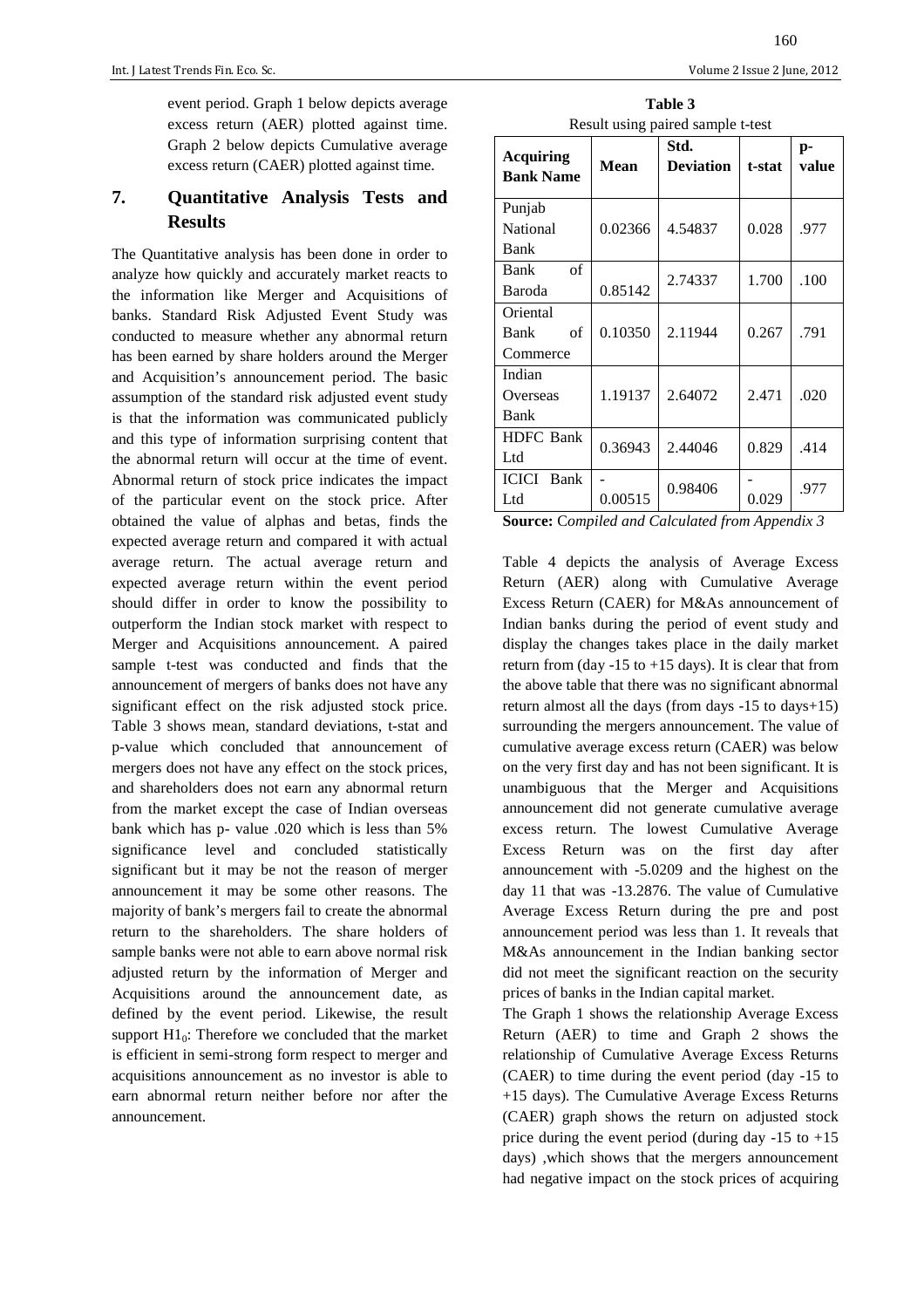event period. Graph 1 below depicts average excess return (AER) plotted against time. Graph 2 below depicts Cumulative average excess return (CAER) plotted against time.

## 7. Quantitative Analysis Tests and Results

The Quantitative analysis has been done in order to analyze how quickly and accurately market reacts to the information like Merger and Acquisitions of banks. Standard Risk Adjusted Event Study was conducted to measure whether any abnormal return has been earned by share holders around the Merger and Acquisition's announcement period. The basic assumption of the standard risk adjusted event study is that the information was communicated publicly and this type of information surprising content that the abnormal return will occur at the time of event. Abnormal return of stock price indicates the impact of the particular event on the stock price. After obtained the value of alphas and betas, finds the expected average return and compared it with actual average return. The actual average return and expected average return within the event period should differ in order to know the possibility to outperform the Indian stock market with respect to Merger and Acquisitions announcement. A paired sample t-test was conducted and finds that the announcement of mergers of banks does not have any significant effect on the risk adjusted stock price. Table 3 shows mean, standard deviations, t-stat and p-value which concluded that announcement of mergers does not have any effect on the stock prices, and shareholders does not earn any abnormal return from the market except the case of Indian overseas bank which has p- value .020 which is less than 5% significance level and concluded statistically significant but it may be not the reason of merger announcement it may be some other reasons. The majority of bank's mergers fail to create the abnormal return to the shareholders. The share holders of sample banks were not able to earn above normal risk adjusted return by the information of Merger and Acquisitions around the announcement date, as defined by the event period. Likewise, the result support $H1_0$: Therefore we concluded that the market is efficient in semi-strong form respect to merger and acquisitions announcement as no investor is able to earn abnormal return neither before nor after the announcement.

**Table 3**

Result using paired sample t-test

| Acquiring Bank Name | Mean | Std. Deviation | t-stat | p-value |
|---|---|---|---|---|
| Punjab National Bank | 0.02366 | 4.54837 | 0.028 | .977 |
| Bank of Baroda | 0.85142 | 2.74337 | 1.700 | .100 |
| Oriental Bank of Commerce | 0.10350 | 2.11944 | 0.267 | .791 |
| Indian Overseas Bank | 1.19137 | 2.64072 | 2.471 | .020 |
| HDFC Bank Ltd | 0.36943 | 2.44046 | 0.829 | .414 |
| ICICI Bank Ltd | -0.00515 | 0.98406 | -0.029 | .977 |

**Source:** *Compiled and Calculated from Appendix 3*

Table 4 depicts the analysis of Average Excess Return (AER) along with Cumulative Average Excess Return (CAER) for M&As announcement of Indian banks during the period of event study and display the changes takes place in the daily market return from (day -15 to +15 days). It is clear that from the above table that there was no significant abnormal return almost all the days (from days -15 to days+15) surrounding the mergers announcement. The value of cumulative average excess return (CAER) was below on the very first day and has not been significant. It is unambiguous that the Merger and Acquisitions announcement did not generate cumulative average excess return. The lowest Cumulative Average Excess Return was on the first day after announcement with -5.0209 and the highest on the day 11 that was -13.2876. The value of Cumulative Average Excess Return during the pre and post announcement period was less than 1. It reveals that M&As announcement in the Indian banking sector did not meet the significant reaction on the security prices of banks in the Indian capital market.

The Graph 1 shows the relationship Average Excess Return (AER) to time and Graph 2 shows the relationship of Cumulative Average Excess Returns (CAER) to time during the event period (day -15 to +15 days). The Cumulative Average Excess Returns (CAER) graph shows the return on adjusted stock price during the event period (during day -15 to +15 days) ,which shows that the mergers announcement had negative impact on the stock prices of acquiring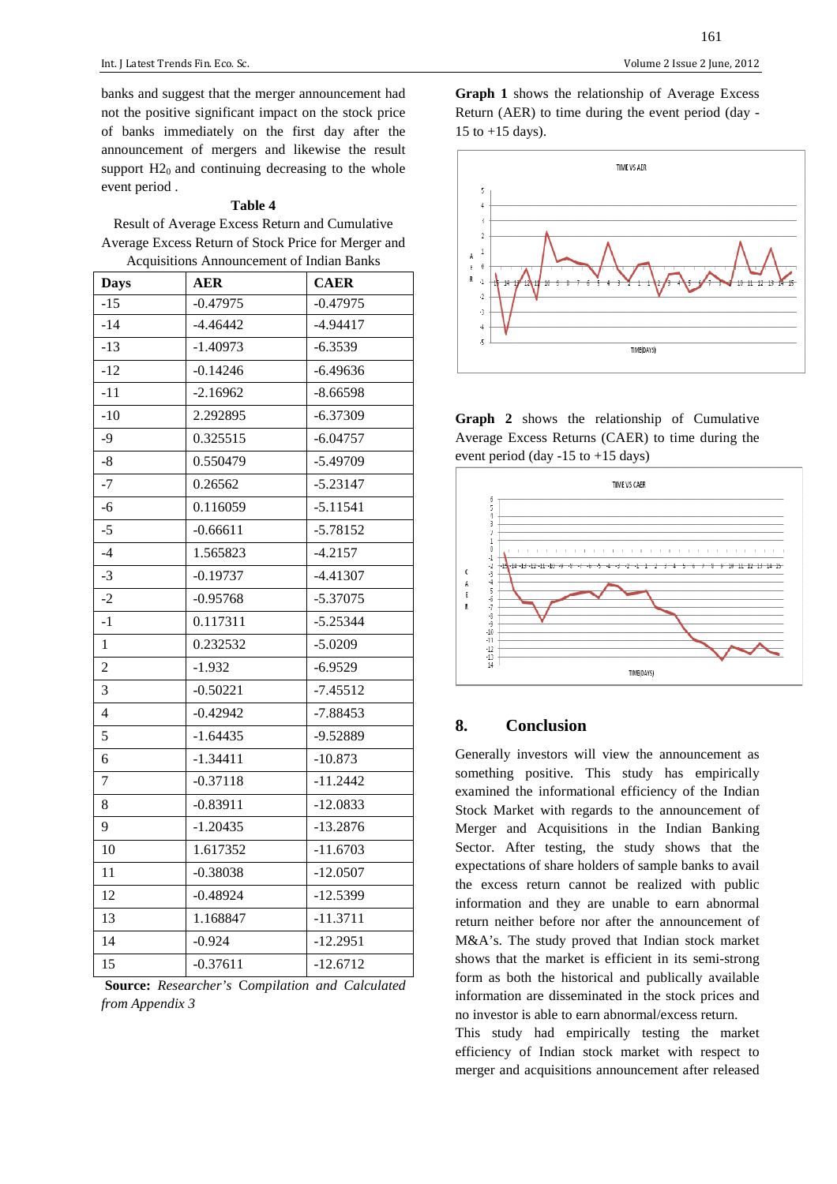banks and suggest that the merger announcement had not the positive significant impact on the stock price of banks immediately on the first day after the announcement of mergers and likewise the result support $H2_0$ and continuing decreasing to the whole event period .

**Table 4**

Result of Average Excess Return and Cumulative Average Excess Return of Stock Price for Merger and Acquisitions Announcement of Indian Banks

| Days | AER | CAER |
|---|---|---|
| -15 | -0.47975 | -0.47975 |
| -14 | -4.46442 | -4.94417 |
| -13 | -1.40973 | -6.3539 |
| -12 | -0.14246 | -6.49636 |
| -11 | -2.16962 | -8.66598 |
| -10 | 2.292895 | -6.37309 |
| -9 | 0.325515 | -6.04757 |
| -8 | 0.550479 | -5.49709 |
| -7 | 0.26562 | -5.23147 |
| -6 | 0.116059 | -5.11541 |
| -5 | -0.66611 | -5.78152 |
| -4 | 1.565823 | -4.2157 |
| -3 | -0.19737 | -4.41307 |
| -2 | -0.95768 | -5.37075 |
| -1 | 0.117311 | -5.25344 |
| 1 | 0.232532 | -5.0209 |
| 2 | -1.932 | -6.9529 |
| 3 | -0.50221 | -7.45512 |
| 4 | -0.42942 | -7.88453 |
| 5 | -1.64435 | -9.52889 |
| 6 | -1.34411 | -10.873 |
| 7 | -0.37118 | -11.2442 |
| 8 | -0.83911 | -12.0833 |
| 9 | -1.20435 | -13.2876 |
| 10 | 1.617352 | -11.6703 |
| 11 | -0.38038 | -12.0507 |
| 12 | -0.48924 | -12.5399 |
| 13 | 1.168847 | -11.3711 |
| 14 | -0.924 | -12.2951 |
| 15 | -0.37611 | -12.6712 |

**Source:** *Researcher's Compilation and Calculated from Appendix 3*

**Graph 1** shows the relationship of Average Excess Return (AER) to time during the event period (day -15 to +15 days).

**Graph 2** shows the relationship of Cumulative Average Excess Returns (CAER) to time during the event period (day -15 to +15 days)

## 8. Conclusion

Generally investors will view the announcement as something positive. This study has empirically examined the informational efficiency of the Indian Stock Market with regards to the announcement of Merger and Acquisitions in the Indian Banking Sector. After testing, the study shows that the expectations of share holders of sample banks to avail the excess return cannot be realized with public information and they are unable to earn abnormal return neither before nor after the announcement of M&A's. The study proved that Indian stock market shows that the market is efficient in its semi-strong form as both the historical and publically available information are disseminated in the stock prices and no investor is able to earn abnormal/excess return.

This study had empirically testing the market efficiency of Indian stock market with respect to merger and acquisitions announcement after released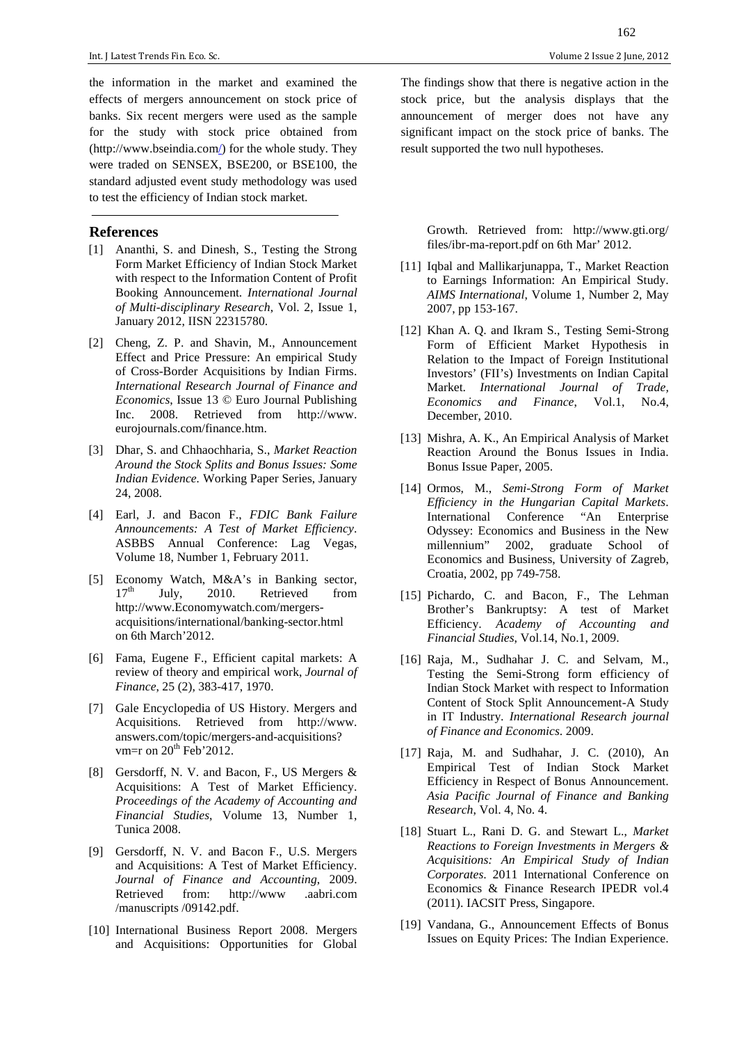the information in the market and examined the effects of mergers announcement on stock price of banks. Six recent mergers were used as the sample for the study with stock price obtained from (http://www.bseindia.com/) for the whole study. They were traded on SENSEX, BSE200, or BSE100, the standard adjusted event study methodology was used to test the efficiency of Indian stock market. The findings show that there is negative action in the stock price, but the analysis displays that the announcement of merger does not have any significant impact on the stock price of banks. The result supported the two null hypotheses.

## References

[1] Ananthi, S. and Dinesh, S., Testing the Strong Form Market Efficiency of Indian Stock Market with respect to the Information Content of Profit Booking Announcement. *International Journal of Multi-disciplinary Research*, Vol. 2, Issue 1, January 2012, IISN 22315780.

[2] Cheng, Z. P. and Shavin, M., Announcement Effect and Price Pressure: An empirical Study of Cross-Border Acquisitions by Indian Firms. *International Research Journal of Finance and Economics*, Issue 13 © Euro Journal Publishing Inc. 2008. Retrieved from http://www.eurojournals.com/finance.htm.

[3] Dhar, S. and Chhaochharia, S., *Market Reaction Around the Stock Splits and Bonus Issues: Some Indian Evidence.* Working Paper Series, January 24, 2008.

[4] Earl, J. and Bacon F., *FDIC Bank Failure Announcements: A Test of Market Efficiency*. ASBBS Annual Conference: Lag Vegas, Volume 18, Number 1, February 2011.

[5] Economy Watch, M&A's in Banking sector, 17th July, 2010. Retrieved from http://www.Economywatch.com/mergers-acquisitions/international/banking-sector.html on 6th March'2012.

[6] Fama, Eugene F., Efficient capital markets: A review of theory and empirical work, *Journal of Finance*, 25 (2), 383-417, 1970.

[7] Gale Encyclopedia of US History. Mergers and Acquisitions. Retrieved from http://www.answers.com/topic/mergers-and-acquisitions?vm=r on 20th Feb'2012.

[8] Gersdorff, N. V. and Bacon, F., US Mergers & Acquisitions: A Test of Market Efficiency. *Proceedings of the Academy of Accounting and Financial Studies*, Volume 13, Number 1, Tunica 2008.

[9] Gersdorff, N. V. and Bacon F., U.S. Mergers and Acquisitions: A Test of Market Efficiency. *Journal of Finance and Accounting*, 2009. Retrieved from: http://www .aabri.com /manuscripts /09142.pdf.

[10] International Business Report 2008. Mergers and Acquisitions: Opportunities for Global Growth. Retrieved from: http://www.gti.org/files/ibr-ma-report.pdf on 6th Mar' 2012.

[11] Iqbal and Mallikarjunappa, T., Market Reaction to Earnings Information: An Empirical Study. *AIMS International*, Volume 1, Number 2, May 2007, pp 153-167.

[12] Khan A. Q. and Ikram S., Testing Semi-Strong Form of Efficient Market Hypothesis in Relation to the Impact of Foreign Institutional Investors' (FII's) Investments on Indian Capital Market. *International Journal of Trade, Economics and Finance*, Vol.1, No.4, December, 2010.

[13] Mishra, A. K., An Empirical Analysis of Market Reaction Around the Bonus Issues in India. Bonus Issue Paper, 2005.

[14] Ormos, M., *Semi-Strong Form of Market Efficiency in the Hungarian Capital Markets*. International Conference "An Enterprise Odyssey: Economics and Business in the New millennium" 2002, graduate School of Economics and Business, University of Zagreb, Croatia, 2002, pp 749-758.

[15] Pichardo, C. and Bacon, F., The Lehman Brother's Bankruptsy: A test of Market Efficiency. *Academy of Accounting and Financial Studies*, Vol.14, No.1, 2009.

[16] Raja, M., Sudhahar J. C. and Selvam, M., Testing the Semi-Strong form efficiency of Indian Stock Market with respect to Information Content of Stock Split Announcement-A Study in IT Industry. *International Research journal of Finance and Economics*. 2009.

[17] Raja, M. and Sudhahar, J. C. (2010), An Empirical Test of Indian Stock Market Efficiency in Respect of Bonus Announcement. *Asia Pacific Journal of Finance and Banking Research*, Vol. 4, No. 4.

[18] Stuart L., Rani D. G. and Stewart L., *Market Reactions to Foreign Investments in Mergers & Acquisitions: An Empirical Study of Indian Corporates*. 2011 International Conference on Economics & Finance Research IPEDR vol.4 (2011). IACSIT Press, Singapore.

[19] Vandana, G., Announcement Effects of Bonus Issues on Equity Prices: The Indian Experience.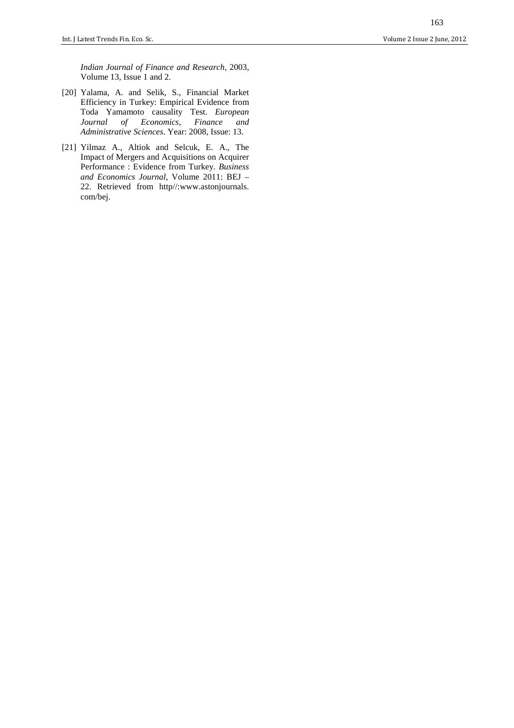*Indian Journal of Finance and Research*, 2003, Volume 13, Issue 1 and 2.

[20] Yalama, A. and Selik, S., Financial Market Efficiency in Turkey: Empirical Evidence from Toda Yamamoto causality Test. *European Journal of Economics, Finance and Administrative Sciences*. Year: 2008, Issue: 13.

[21] Yilmaz A., Altiok and Selcuk, E. A., The Impact of Mergers and Acquisitions on Acquirer Performance : Evidence from Turkey. *Business and Economics Journal*, Volume 2011: BEJ – 22. Retrieved from http//:www.astonjournals.com/bej.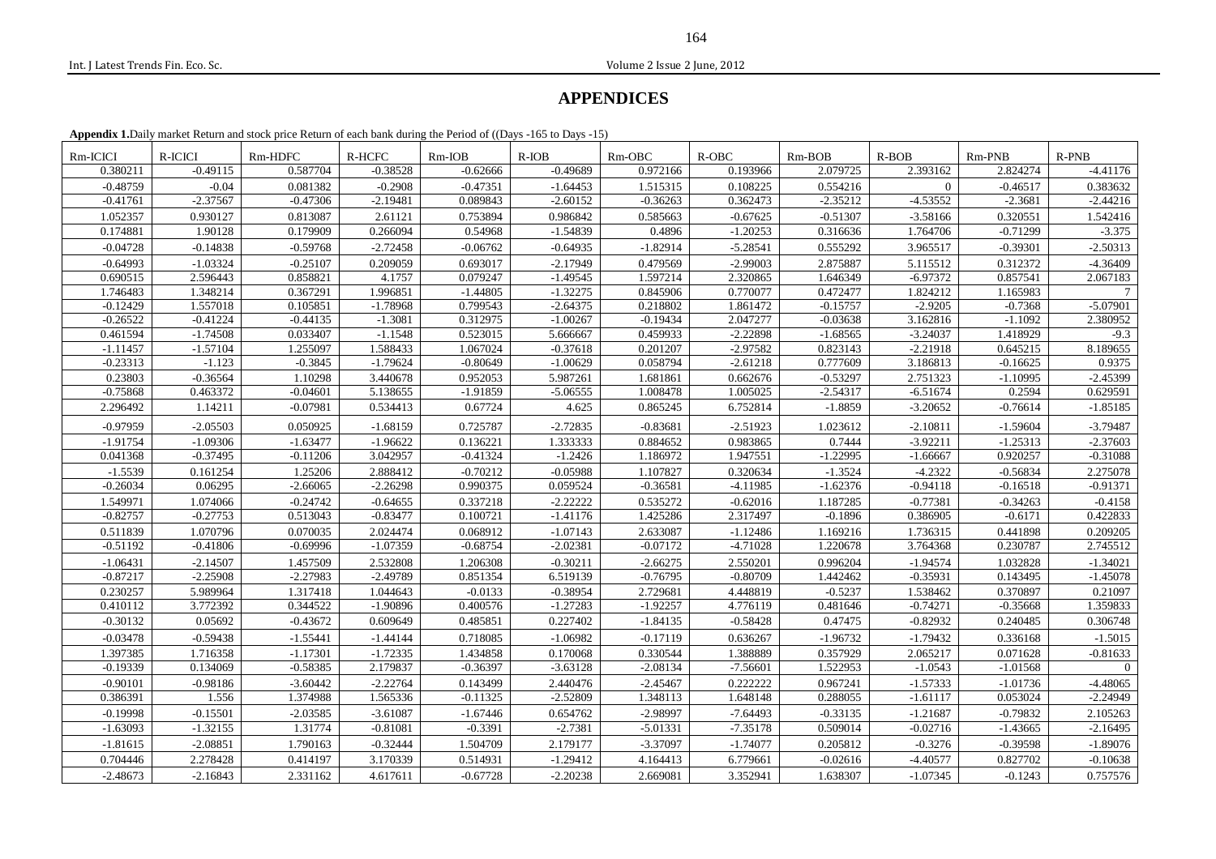# APPENDICES

**Appendix 1.** Daily market Return and stock price Return of each bank during the Period of ((Days -165 to Days -15)

| Rm-ICICI | R-ICICI | Rm-HDFC | R-HCFC | Rm-IOB | R-IOB | Rm-OBC | R-OBC | Rm-BOB | R-BOB | Rm-PNB | R-PNB |
|---|---|---|---|---|---|---|---|---|---|---|---|
| 0.380211 | -0.49115 | 0.587704 | -0.38528 | -0.62666 | -0.49689 | 0.972166 | 0.193966 | 2.079725 | 2.393162 | 2.824274 | -4.41176 |
| -0.48759 | -0.04 | 0.081382 | -0.2908 | -0.47351 | -1.64453 | 1.515315 | 0.108225 | 0.554216 | 0 | -0.46517 | 0.383632 |
| -0.41761 | -2.37567 | -0.47306 | -2.19481 | 0.089843 | -2.60152 | -0.36263 | 0.362473 | -2.35212 | -4.53552 | -2.3681 | -2.44216 |
| 1.052357 | 0.930127 | 0.813087 | 2.61121 | 0.753894 | 0.986842 | 0.585663 | -0.67625 | -0.51307 | -3.58166 | 0.320551 | 1.542416 |
| 0.174881 | 1.90128 | 0.179909 | 0.266094 | 0.54968 | -1.54839 | 0.4896 | -1.20253 | 0.316636 | 1.764706 | -0.71299 | -3.375 |
| -0.04728 | -0.14838 | -0.59768 | -2.72458 | -0.06762 | -0.64935 | -1.82914 | -5.28541 | 0.555292 | 3.965517 | -0.39301 | -2.50313 |
| -0.64993 | -1.03324 | -0.25107 | 0.209059 | 0.693017 | -2.17949 | 0.479569 | -2.99003 | 2.875887 | 5.115512 | 0.312372 | -4.36409 |
| 0.690515 | 2.596443 | 0.858821 | 4.1757 | 0.079247 | -1.49545 | 1.597214 | 2.320865 | 1.646349 | -6.97372 | 0.857541 | 2.067183 |
| 1.746483 | 1.348214 | 0.367291 | 1.996851 | -1.44805 | -1.32275 | 0.845906 | 0.770077 | 0.472477 | 1.824212 | 1.165983 | 7 |
| -0.12429 | 1.557018 | 0.105851 | -1.78968 | 0.799543 | -2.64375 | 0.218802 | 1.861472 | -0.15757 | -2.9205 | -0.7368 | -5.07901 |
| -0.26522 | -0.41224 | -0.44135 | -1.3081 | 0.312975 | -1.00267 | -0.19434 | 2.047277 | -0.03638 | 3.162816 | -1.1092 | 2.380952 |
| 0.461594 | -1.74508 | 0.033407 | -1.1548 | 0.523015 | 5.666667 | 0.459933 | -2.22898 | -1.68565 | -3.24037 | 1.418929 | -9.3 |
| -1.11457 | -1.57104 | 1.255097 | 1.588433 | 1.067024 | -0.37618 | 0.201207 | -2.97582 | 0.823143 | -2.21918 | 0.645215 | 8.189655 |
| -0.23313 | -1.123 | -0.3845 | -1.79624 | -0.80649 | -1.00629 | 0.058794 | -2.61218 | 0.777609 | 3.186813 | -0.16625 | 0.9375 |
| 0.23803 | -0.36564 | 1.10298 | 3.440678 | 0.952053 | 5.987261 | 1.681861 | 0.662676 | -0.53297 | 2.751323 | -1.10995 | -2.45399 |
| -0.75868 | 0.463372 | -0.04601 | 5.138655 | -1.91859 | -5.06555 | 1.008478 | 1.005025 | -2.54317 | -6.51674 | 0.2594 | 0.629591 |
| 2.296492 | 1.14211 | -0.07981 | 0.534413 | 0.67724 | 4.625 | 0.865245 | 6.752814 | -1.8859 | -3.20652 | -0.76614 | -1.85185 |
| -0.97959 | -2.05503 | 0.050925 | -1.68159 | 0.725787 | -2.72835 | -0.83681 | -2.51923 | 1.023612 | -2.10811 | -1.59604 | -3.79487 |
| -1.91754 | -1.09306 | -1.63477 | -1.96622 | 0.136221 | 1.333333 | 0.884652 | 0.983865 | 0.7444 | -3.92211 | -1.25313 | -2.37603 |
| 0.041368 | -0.37495 | -0.11206 | 3.042957 | -0.41324 | -1.2426 | 1.186972 | 1.947551 | -1.22995 | -1.66667 | 0.920257 | -0.31088 |
| -1.5539 | 0.161254 | 1.25206 | 2.888412 | -0.70212 | -0.05988 | 1.107827 | 0.320634 | -1.3524 | -4.2322 | -0.56834 | 2.275078 |
| -0.26034 | 0.06295 | -2.66065 | -2.26298 | 0.990375 | 0.059524 | -0.36581 | -4.11985 | -1.62376 | -0.94118 | -0.16518 | -0.91371 |
| 1.549971 | 1.074066 | -0.24742 | -0.64655 | 0.337218 | -2.22222 | 0.535272 | -0.62016 | 1.187285 | -0.77381 | -0.34263 | -0.4158 |
| -0.82757 | -0.27753 | 0.513043 | -0.83477 | 0.100721 | -1.41176 | 1.425286 | 2.317497 | -0.1896 | 0.386905 | -0.6171 | 0.422833 |
| 0.511839 | 1.070796 | 0.070035 | 2.024474 | 0.068912 | -1.07143 | 2.633087 | -1.12486 | 1.169216 | 1.736315 | 0.441898 | 0.209205 |
| -0.51192 | -0.41806 | -0.69996 | -1.07359 | -0.68754 | -2.02381 | -0.07172 | -4.71028 | 1.220678 | 3.764368 | 0.230787 | 2.745512 |
| -1.06431 | -2.14507 | 1.457509 | 2.532808 | 1.206308 | -0.30211 | -2.66275 | 2.550201 | 0.996204 | -1.94574 | 1.032828 | -1.34021 |
| -0.87217 | -2.25908 | -2.27983 | -2.49789 | 0.851354 | 6.519139 | -0.76795 | -0.80709 | 1.442462 | -0.35931 | 0.143495 | -1.45078 |
| 0.230257 | 5.989964 | 1.317418 | 1.044643 | -0.0133 | -0.38954 | 2.729681 | 4.448819 | -0.5237 | 1.538462 | 0.370897 | 0.21097 |
| 0.410112 | 3.772392 | 0.344522 | -1.90896 | 0.400576 | -1.27283 | -1.92257 | 4.776119 | 0.481646 | -0.74271 | -0.35668 | 1.359833 |
| -0.30132 | 0.05692 | -0.43672 | 0.609649 | 0.485851 | 0.227402 | -1.84135 | -0.58428 | 0.47475 | -0.82932 | 0.240485 | 0.306748 |
| -0.03478 | -0.59438 | -1.55441 | -1.44144 | 0.718085 | -1.06982 | -0.17119 | 0.636267 | -1.96732 | -1.79432 | 0.336168 | -1.5015 |
| 1.397385 | 1.716358 | -1.17301 | -1.72335 | 1.434858 | 0.170068 | 0.330544 | 1.388889 | 0.357929 | 2.065217 | 0.071628 | -0.81633 |
| -0.19339 | 0.134069 | -0.58385 | 2.179837 | -0.36397 | -3.63128 | -2.08134 | -7.56601 | 1.522953 | -1.0543 | -1.01568 | 0 |
| -0.90101 | -0.98186 | -3.60442 | -2.22764 | 0.143499 | 2.440476 | -2.45467 | 0.222222 | 0.967241 | -1.57333 | -1.01736 | -4.48065 |
| 0.386391 | 1.556 | 1.374988 | 1.565336 | -0.11325 | -2.52809 | 1.348113 | 1.648148 | 0.288055 | -1.61117 | 0.053024 | -2.24949 |
| -0.19998 | -0.15501 | -2.03585 | -3.61087 | -1.67446 | 0.654762 | -2.98997 | -7.64493 | -0.33135 | -1.21687 | -0.79832 | 2.105263 |
| -1.63093 | -1.32155 | 1.31774 | -0.81081 | -0.3391 | -2.7381 | -5.01331 | -7.35178 | 0.509014 | -0.02716 | -1.43665 | -2.16495 |
| -1.81615 | -2.08851 | 1.790163 | -0.32444 | 1.504709 | 2.179177 | -3.37097 | -1.74077 | 0.205812 | -0.3276 | -0.39598 | -1.89076 |
| 0.704446 | 2.278428 | 0.414197 | 3.170339 | 0.514931 | -1.29412 | 4.164413 | 6.779661 | -0.02616 | -4.40577 | 0.827702 | -0.10638 |
| -2.48673 | -2.16843 | 2.331162 | 4.617611 | -0.67728 | -2.20238 | 2.669081 | 3.352941 | 1.638307 | -1.07345 | -0.1243 | 0.757576 |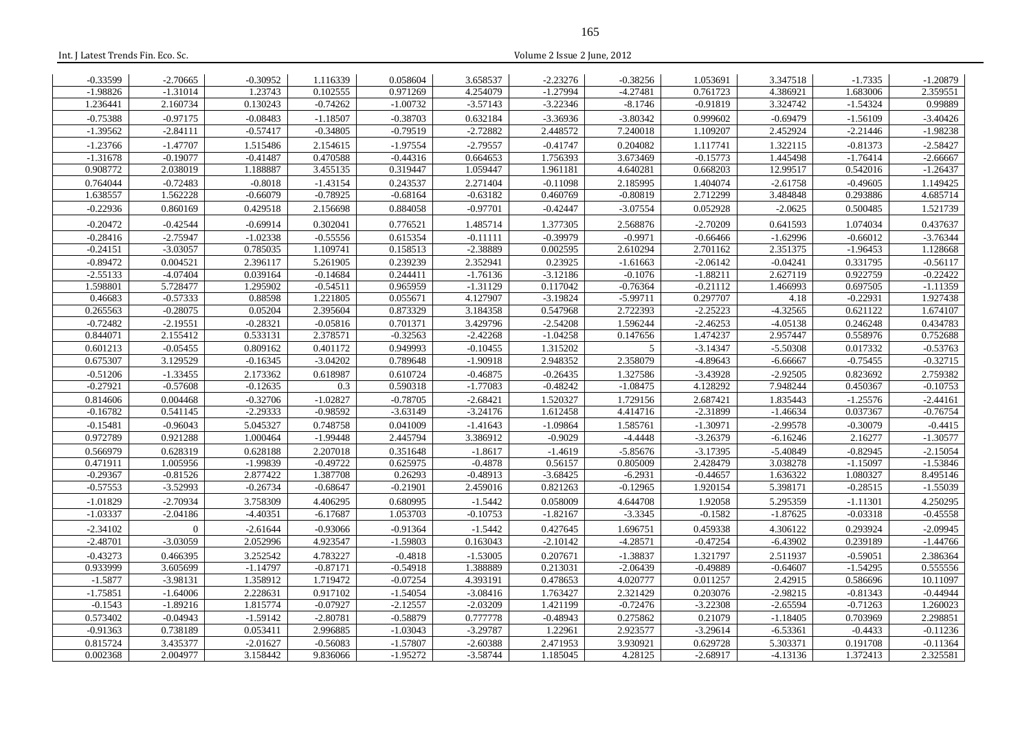| | | | | | | | | | | | |
|---|---|---|---|---|---|---|---|---|---|---|---|
| -0.33599 | -2.70665 | -0.30952 | 1.116339 | 0.058604 | 3.658537 | -2.23276 | -0.38256 | 1.053691 | 3.347518 | -1.7335 | -1.20879 |
| -1.98826 | -1.31014 | 1.23743 | 0.102555 | 0.971269 | 4.254079 | -1.27994 | -4.27481 | 0.761723 | 4.386921 | 1.683006 | 2.359551 |
| 1.236441 | 2.160734 | 0.130243 | -0.74262 | -1.00732 | -3.57143 | -3.22346 | -8.1746 | -0.91819 | 3.324742 | -1.54324 | 0.99889 |
| -0.75388 | -0.97175 | -0.08483 | -1.18507 | -0.38703 | 0.632184 | -3.36936 | -3.80342 | 0.999602 | -0.69479 | -1.56109 | -3.40426 |
| -1.39562 | -2.84111 | -0.57417 | -0.34805 | -0.79519 | -2.72882 | 2.448572 | 7.240018 | 1.109207 | 2.452924 | -2.21446 | -1.98238 |
| -1.23766 | -1.47707 | 1.515486 | 2.154615 | -1.97554 | -2.79557 | -0.41747 | 0.204082 | 1.117741 | 1.322115 | -0.81373 | -2.58427 |
| -1.31678 | -0.19077 | -0.41487 | 0.470588 | -0.44316 | 0.664653 | 1.756393 | 3.673469 | -0.15773 | 1.445498 | -1.76414 | -2.66667 |
| 0.908772 | 2.038019 | 1.188887 | 3.455135 | 0.319447 | 1.059447 | 1.961181 | 4.640281 | 0.668203 | 12.99517 | 0.542016 | -1.26437 |
| 0.764044 | -0.72483 | -0.8018 | -1.43154 | 0.243537 | 2.271404 | -0.11098 | 2.185995 | 1.404074 | -2.61758 | -0.49605 | 1.149425 |
| 1.638557 | 1.562228 | -0.66079 | -0.78925 | -0.68164 | -0.63182 | 0.460769 | -0.80819 | 2.712299 | 3.484848 | 0.293886 | 4.685714 |
| -0.22936 | 0.860169 | 0.429518 | 2.156698 | 0.884058 | -0.97701 | -0.42447 | -3.07554 | 0.052928 | -2.0625 | 0.500485 | 1.521739 |
| -0.20472 | -0.42544 | -0.69914 | 0.302041 | 0.776521 | 1.485714 | 1.377305 | 2.568876 | -2.70209 | 0.641593 | 1.074034 | 0.437637 |
| -0.28416 | -2.75947 | -1.02338 | -0.55556 | 0.615354 | -0.11111 | -0.39979 | -0.9971 | -0.66466 | -1.62996 | -0.66012 | -3.76344 |
| -0.24151 | -3.03057 | 0.785035 | 1.109741 | 0.158513 | -2.38889 | 0.002595 | 2.610294 | 2.701162 | 2.351375 | -1.96453 | 1.128668 |
| -0.89472 | 0.004521 | 2.396117 | 5.261905 | 0.239239 | 2.352941 | 0.23925 | -1.61663 | -2.06142 | -0.04241 | 0.331795 | -0.56117 |
| -2.55133 | -4.07404 | 0.039164 | -0.14684 | 0.244411 | -1.76136 | -3.12186 | -0.1076 | -1.88211 | 2.627119 | 0.922759 | -0.22422 |
| 1.598801 | 5.728477 | 1.295902 | -0.54511 | 0.965959 | -1.31129 | 0.117042 | -0.76364 | -0.21112 | 1.466993 | 0.697505 | -1.11359 |
| 0.46683 | -0.57333 | 0.88598 | 1.221805 | 0.055671 | 4.127907 | -3.19824 | -5.99711 | 0.297707 | 4.18 | -0.22931 | 1.927438 |
| 0.265563 | -0.28075 | 0.05204 | 2.395604 | 0.873329 | 3.184358 | 0.547968 | 2.722393 | -2.25223 | -4.32565 | 0.621122 | 1.674107 |
| -0.72482 | -2.19551 | -0.28321 | -0.05816 | 0.701371 | 3.429796 | -2.54208 | 1.596244 | -2.46253 | -4.05138 | 0.246248 | 0.434783 |
| 0.844071 | 2.155412 | 0.533131 | 2.378571 | -0.32563 | -2.42268 | -1.04258 | 0.147656 | 1.474237 | 2.957447 | 0.558976 | 0.752688 |
| 0.601213 | -0.05455 | 0.809162 | 0.401172 | 0.949993 | -0.10455 | 1.315202 | 5 | -3.14347 | -5.50308 | 0.017332 | -0.53763 |
| 0.675307 | 3.129529 | -0.16345 | -3.04202 | 0.789648 | -1.90918 | 2.948352 | 2.358079 | -4.89643 | -6.66667 | -0.75455 | -0.32715 |
| -0.51206 | -1.33455 | 2.173362 | 0.618987 | 0.610724 | -0.46875 | -0.26435 | 1.327586 | -3.43928 | -2.92505 | 0.823692 | 2.759382 |
| -0.27921 | -0.57608 | -0.12635 | 0.3 | 0.590318 | -1.77083 | -0.48242 | -1.08475 | 4.128292 | 7.948244 | 0.450367 | -0.10753 |
| 0.814606 | 0.004468 | -0.32706 | -1.02827 | -0.78705 | -2.68421 | 1.520327 | 1.729156 | 2.687421 | 1.835443 | -1.25576 | -2.44161 |
| -0.16782 | 0.541145 | -2.29333 | -0.98592 | -3.63149 | -3.24176 | 1.612458 | 4.414716 | -2.31899 | -1.46634 | 0.037367 | -0.76754 |
| -0.15481 | -0.96043 | 5.045327 | 0.748758 | 0.041009 | -1.41643 | -1.09864 | 1.585761 | -1.30971 | -2.99578 | -0.30079 | -0.4415 |
| 0.972789 | 0.921288 | 1.000464 | -1.99448 | 2.445794 | 3.386912 | -0.9029 | -4.4448 | -3.26379 | -6.16246 | 2.16277 | -1.30577 |
| 0.566979 | 0.628319 | 0.628188 | 2.207018 | 0.351648 | -1.8617 | -1.4619 | -5.85676 | -3.17395 | -5.40849 | -0.82945 | -2.15054 |
| 0.471911 | 1.005956 | -1.99839 | -0.49722 | 0.625975 | -0.4878 | 0.56157 | 0.805009 | 2.428479 | 3.038278 | -1.15097 | -1.53846 |
| -0.29367 | -0.81526 | 2.877422 | 1.387708 | 0.26293 | -0.48913 | -3.68425 | -6.2931 | -0.44657 | 1.636322 | 1.080327 | 8.495146 |
| -0.57553 | -3.52993 | -0.26734 | -0.68647 | -0.21901 | 2.459016 | 0.821263 | -0.12965 | 1.920154 | 5.398171 | -0.28515 | -1.55039 |
| -1.01829 | -2.70934 | 3.758309 | 4.406295 | 0.680995 | -1.5442 | 0.058009 | 4.644708 | 1.92058 | 5.295359 | -1.11301 | 4.250295 |
| -1.03337 | -2.04186 | -4.40351 | -6.17687 | 1.053703 | -0.10753 | -1.82167 | -3.3345 | -0.1582 | -1.87625 | -0.03318 | -0.45558 |
| -2.34102 | 0 | -2.61644 | -0.93066 | -0.91364 | -1.5442 | 0.427645 | 1.696751 | 0.459338 | 4.306122 | 0.293924 | -2.09945 |
| -2.48701 | -3.03059 | 2.052996 | 4.923547 | -1.59803 | 0.163043 | -2.10142 | -4.28571 | -0.47254 | -6.43902 | 0.239189 | -1.44766 |
| -0.43273 | 0.466395 | 3.252542 | 4.783227 | -0.4818 | -1.53005 | 0.207671 | -1.38837 | 1.321797 | 2.511937 | -0.59051 | 2.386364 |
| 0.933999 | 3.605699 | -1.14797 | -0.87171 | -0.54918 | 1.388889 | 0.213031 | -2.06439 | -0.49889 | -0.64607 | -1.54295 | 0.555556 |
| -1.5877 | -3.98131 | 1.358912 | 1.719472 | -0.07254 | 4.393191 | 0.478653 | 4.020777 | 0.011257 | 2.42915 | 0.586696 | 10.11097 |
| -1.75851 | -1.64006 | 2.228631 | 0.917102 | -1.54054 | -3.08416 | 1.763427 | 2.321429 | 0.203076 | -2.98215 | -0.81343 | -0.44944 |
| -0.1543 | -1.89216 | 1.815774 | -0.07927 | -2.12557 | -2.03209 | 1.421199 | -0.72476 | -3.22308 | -2.65594 | -0.71263 | 1.260023 |
| 0.573402 | -0.04943 | -1.59142 | -2.80781 | -0.58879 | 0.777778 | -0.48943 | 0.275862 | 0.21079 | -1.18405 | 0.703969 | 2.298851 |
| -0.91363 | 0.738189 | 0.053411 | 2.996885 | -1.03043 | -3.29787 | 1.22961 | 2.923577 | -3.29614 | -6.53361 | -0.4433 | -0.11236 |
| 0.815724 | 3.435377 | -2.01627 | -0.56083 | -1.57807 | -2.60388 | 2.471953 | 3.930921 | 0.629728 | 5.303371 | 0.191708 | -0.11364 |
| 0.002368 | 2.004977 | 3.158442 | 9.836066 | -1.95272 | -3.58744 | 1.185045 | 4.28125 | -2.68917 | -4.13136 | 1.372413 | 2.325581 |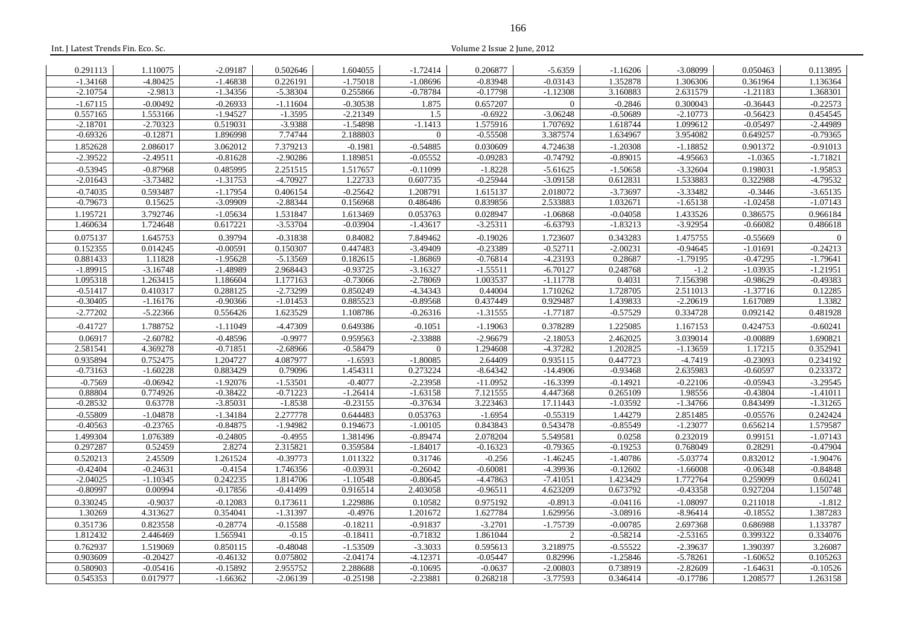| 0.291113 | 1.110075 | -2.09187 | 0.502646 | 1.604055 | -1.72414 | 0.206877 | -5.6359 | -1.16206 | -3.08099 | 0.050463 | 0.113895 |
|---|---|---|---|---|---|---|---|---|---|---|---|
| -1.34168 | -4.80425 | -1.46838 | 0.226191 | -1.75018 | -1.08696 | -0.83948 | -0.03143 | 1.352878 | 1.306306 | 0.361964 | 1.136364 |
| -2.10754 | -2.9813 | -1.34356 | -5.38304 | 0.255866 | -0.78784 | -0.17798 | -1.12308 | 3.160883 | 2.631579 | -1.21183 | 1.368301 |
| -1.67115 | -0.00492 | -0.26933 | -1.11604 | -0.30538 | 1.875 | 0.657207 | 0 | -0.2846 | 0.300043 | -0.36443 | -0.22573 |
| 0.557165 | 1.553166 | -1.94527 | -1.3595 | -2.21349 | 1.5 | -0.6922 | -3.06248 | -0.50689 | -2.10773 | -0.56423 | 0.454545 |
| -2.18701 | -2.70323 | 0.519031 | -3.9388 | -1.54898 | -1.1413 | 1.575916 | 1.707692 | 1.618744 | 1.099612 | -0.05497 | -2.44989 |
| -0.69326 | -0.12871 | 1.896998 | 7.74744 | 2.188803 | 0 | -0.55508 | 3.387574 | 1.634967 | 3.954082 | 0.649257 | -0.79365 |
| 1.852628 | 2.086017 | 3.062012 | 7.379213 | -0.1981 | -0.54885 | 0.030609 | 4.724638 | -1.20308 | -1.18852 | 0.901372 | -0.91013 |
| -2.39522 | -2.49511 | -0.81628 | -2.90286 | 1.189851 | -0.05552 | -0.09283 | -0.74792 | -0.89015 | -4.95663 | -1.0365 | -1.71821 |
| -0.53945 | -0.87968 | 0.485995 | 2.251515 | 1.517657 | -0.11099 | -1.8228 | -5.61625 | -1.50658 | -3.32604 | 0.198031 | -1.95853 |
| -2.01643 | -3.73482 | -1.31753 | -4.70927 | 1.22733 | 0.607735 | -0.25944 | -3.09158 | 0.612831 | 1.533883 | 0.322988 | -4.79532 |
| -0.74035 | 0.593487 | -1.17954 | 0.406154 | -0.25642 | 1.208791 | 1.615137 | 2.018072 | -3.73697 | -3.33482 | -0.3446 | -3.65135 |
| -0.79673 | 0.15625 | -3.09909 | -2.88344 | 0.156968 | 0.486486 | 0.839856 | 2.533883 | 1.032671 | -1.65138 | -1.02458 | -1.07143 |
| 1.195721 | 3.792746 | -1.05634 | 1.531847 | 1.613469 | 0.053763 | 0.028947 | -1.06868 | -0.04058 | 1.433526 | 0.386575 | 0.966184 |
| 1.460634 | 1.724648 | 0.617221 | -3.53704 | -0.03904 | -1.43617 | -3.25311 | -6.63793 | -1.83213 | -3.92954 | -0.66082 | 0.486618 |
| 0.075137 | 1.645753 | 0.39794 | -0.31838 | 0.84082 | 7.849462 | -0.19026 | 1.723607 | 0.343283 | 1.475755 | -0.55669 | 0 |
| 0.152355 | 0.014245 | -0.00591 | 0.150307 | 0.447483 | -3.49409 | -0.23389 | -0.52711 | -2.00231 | -0.94645 | -1.01691 | -0.24213 |
| 0.881433 | 1.11828 | -1.95628 | -5.13569 | 0.182615 | -1.86869 | -0.76814 | -4.23193 | 0.28687 | -1.79195 | -0.47295 | -1.79641 |
| -1.89915 | -3.16748 | -1.48989 | 2.968443 | -0.93725 | -3.16327 | -1.55511 | -6.70127 | 0.248768 | -1.2 | -1.03935 | -1.21951 |
| 1.095318 | 1.263415 | 1.186604 | 1.177163 | -0.73066 | -2.78069 | 1.003537 | -1.11778 | 0.4031 | 7.156398 | -0.98629 | -0.49383 |
| -0.51417 | 0.410317 | 0.288125 | -2.73299 | 0.850249 | -4.34343 | 0.44004 | 1.710262 | 1.728705 | 2.511013 | -1.37716 | 0.12285 |
| -0.30405 | -1.16176 | -0.90366 | -1.01453 | 0.885523 | -0.89568 | 0.437449 | 0.929487 | 1.439833 | -2.20619 | 1.617089 | 1.3382 |
| -2.77202 | -5.22366 | 0.556426 | 1.623529 | 1.108786 | -0.26316 | -1.31555 | -1.77187 | -0.57529 | 0.334728 | 0.092142 | 0.481928 |
| -0.41727 | 1.788752 | -1.11049 | -4.47309 | 0.649386 | -0.1051 | -1.19063 | 0.378289 | 1.225085 | 1.167153 | 0.424753 | -0.60241 |
| 0.06917 | -2.60782 | -0.48596 | -0.9977 | 0.959563 | -2.33888 | -2.96679 | -2.18053 | 2.462025 | 3.039014 | -0.00889 | 1.690821 |
| 2.581541 | 4.369278 | -0.71851 | -2.68966 | -0.58479 | 0 | 1.294608 | -4.37282 | 1.202825 | -1.13659 | 1.17215 | 0.352941 |
| 0.935894 | 0.752475 | 1.204727 | 4.087977 | -1.6593 | -1.80085 | 2.64409 | 0.935115 | 0.447723 | -4.7419 | -0.23093 | 0.234192 |
| -0.73163 | -1.60228 | 0.883429 | 0.79096 | 1.454311 | 0.273224 | -8.64342 | -14.4906 | -0.93468 | 2.635983 | -0.60597 | 0.233372 |
| -0.7569 | -0.06942 | -1.92076 | -1.53501 | -0.4077 | -2.23958 | -11.0952 | -16.3399 | -0.14921 | -0.22106 | -0.05943 | -3.29545 |
| 0.88804 | 0.774926 | -0.38422 | -0.71223 | -1.26414 | -1.63158 | 7.121555 | 4.447368 | 0.265109 | 1.98556 | -0.43804 | -1.41011 |
| -0.28532 | 0.63778 | -3.85031 | -1.8538 | -0.23155 | -0.37634 | 3.223463 | 17.11443 | -1.03592 | -1.34766 | 0.843499 | -1.31265 |
| -0.55809 | -1.04878 | -1.34184 | 2.277778 | 0.644483 | 0.053763 | -1.6954 | -0.55319 | 1.44279 | 2.851485 | -0.05576 | 0.242424 |
| -0.40563 | -0.23765 | -0.84875 | -1.94982 | 0.194673 | -1.00105 | 0.843843 | 0.543478 | -0.85549 | -1.23077 | 0.656214 | 1.579587 |
| 1.499304 | 1.076389 | -0.24805 | -0.4955 | 1.381496 | -0.89474 | 2.078204 | 5.549581 | 0.0258 | 0.232019 | 0.99151 | -1.07143 |
| 0.297287 | 0.52459 | 2.8274 | 2.315821 | 0.359584 | -1.84017 | -0.16323 | -0.79365 | -0.19253 | 0.768049 | 0.28291 | -0.47904 |
| 0.520213 | 2.45509 | 1.261524 | -0.39773 | 1.011322 | 0.31746 | -0.256 | -1.46245 | -1.40786 | -5.03774 | 0.832012 | -1.90476 |
| -0.42404 | -0.24631 | -0.4154 | 1.746356 | -0.03931 | -0.26042 | -0.60081 | -4.39936 | -0.12602 | -1.66008 | -0.06348 | -0.84848 |
| -2.04025 | -1.10345 | 0.242235 | 1.814706 | -1.10548 | -0.80645 | -4.47863 | -7.41051 | 1.423429 | 1.772764 | 0.259099 | 0.60241 |
| -0.80997 | 0.00994 | -0.17856 | -0.41499 | 0.916514 | 2.403058 | -0.96511 | 4.623209 | 0.673792 | -0.43358 | 0.927204 | 1.150748 |
| 0.330245 | -0.9037 | -0.12083 | 0.173611 | 1.229886 | 0.10582 | 0.975192 | -0.8913 | -0.04116 | -1.08097 | 0.211018 | -1.812 |
| 1.30269 | 4.313627 | 0.354041 | -1.31397 | -0.4976 | 1.201672 | 1.627784 | 1.629956 | -3.08916 | -8.96414 | -0.18552 | 1.387283 |
| 0.351736 | 0.823558 | -0.28774 | -0.15588 | -0.18211 | -0.91837 | -3.2701 | -1.75739 | -0.00785 | 2.697368 | 0.686988 | 1.133787 |
| 1.812432 | 2.446469 | 1.565941 | -0.15 | -0.18411 | -0.71832 | 1.861044 | 2 | -0.58214 | -2.53165 | 0.399322 | 0.334076 |
| 0.762937 | 1.519069 | 0.850115 | -0.48048 | -1.53509 | -3.3033 | 0.595613 | 3.218975 | -0.55522 | -2.39637 | 1.390397 | 3.26087 |
| 0.903609 | -0.20427 | -0.46132 | 0.075802 | -2.04174 | -4.12371 | -0.05447 | 0.82996 | -1.25846 | -5.78261 | -1.60652 | 0.105263 |
| 0.580903 | -0.05416 | -0.15892 | 2.955752 | 2.288688 | -0.10695 | -0.0637 | -2.00803 | 0.738919 | -2.82609 | -1.64631 | -0.10526 |
| 0.545353 | 0.017977 | -1.66362 | -2.06139 | -0.25198 | -2.23881 | 0.268218 | -3.77593 | 0.346414 | -0.17786 | 1.208577 | 1.263158 |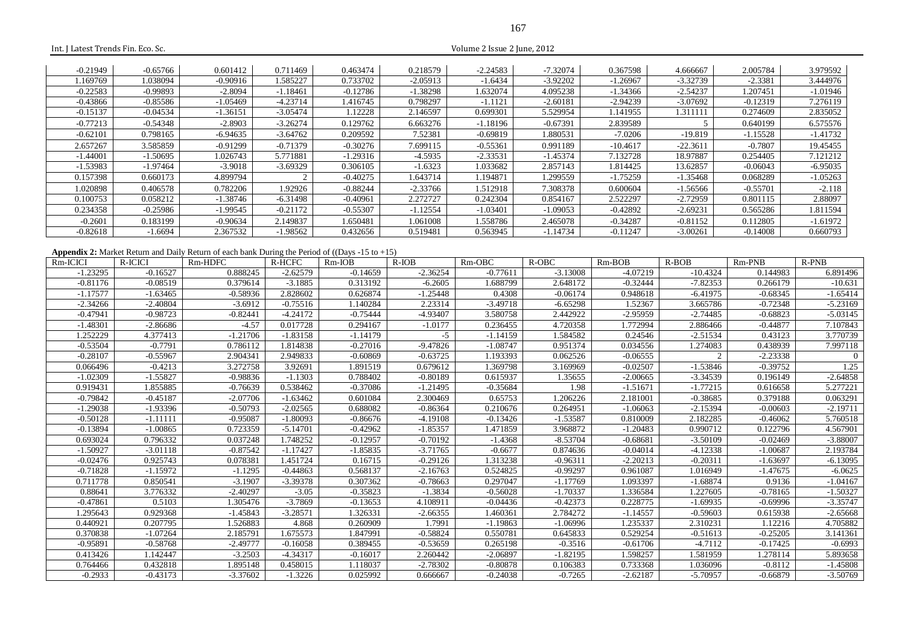| | | | | | | | | | | | |
|---|---|---|---|---|---|---|---|---|---|---|---|
| -0.21949 | -0.65766 | 0.601412 | 0.711469 | 0.463474 | 0.218579 | -2.24583 | -7.32074 | 0.367598 | 4.666667 | 2.005784 | 3.979592 |
| 1.169769 | 1.038094 | -0.90916 | 1.585227 | 0.733702 | -2.05913 | -1.6434 | -3.92202 | -1.26967 | -3.32739 | -2.3381 | 3.444976 |
| -0.22583 | -0.99893 | -2.8094 | -1.18461 | -0.12786 | -1.38298 | 1.632074 | 4.095238 | -1.34366 | -2.54237 | 1.207451 | -1.01946 |
| -0.43866 | -0.85586 | -1.05469 | -4.23714 | 1.416745 | 0.798297 | -1.1121 | -2.60181 | -2.94239 | -3.07692 | -0.12319 | 7.276119 |
| -0.15137 | -0.04534 | -1.36151 | -3.05474 | 1.12228 | 2.146597 | 0.699301 | 5.529954 | 1.141955 | 1.311111 | 0.274609 | 2.835052 |
| -0.77213 | -0.54348 | -2.8903 | -3.26274 | 0.129762 | 6.663276 | -1.18196 | -0.67391 | 2.839589 | 5 | 0.640199 | 6.575576 |
| -0.62101 | 0.798165 | -6.94635 | -3.64762 | 0.209592 | 7.52381 | -0.69819 | 1.880531 | -7.0206 | -19.819 | -1.15528 | -1.41732 |
| 2.657267 | 3.585859 | -0.91299 | -0.71379 | -0.30276 | 7.699115 | -0.55361 | 0.991189 | -10.4617 | -22.3611 | -0.7807 | 19.45455 |
| -1.44001 | -1.50695 | 1.026743 | 5.771881 | -1.29316 | -4.5935 | -2.33531 | -1.45374 | 7.132728 | 18.97887 | 0.254405 | 7.121212 |
| -1.53983 | -1.97464 | -3.9018 | -3.69329 | 0.306105 | -1.6323 | 1.033682 | 2.857143 | 1.814425 | 13.62857 | -0.06043 | -6.95035 |
| 0.157398 | 0.660173 | 4.899794 | 2 | -0.40275 | 1.643714 | 1.194871 | 1.299559 | -1.75259 | -1.35468 | 0.068289 | -1.05263 |
| 1.020898 | 0.406578 | 0.782206 | 1.92926 | -0.88244 | -2.33766 | 1.512918 | 7.308378 | 0.600604 | -1.56566 | -0.55701 | -2.118 |
| 0.100753 | 0.058212 | -1.38746 | -6.31498 | -0.40961 | 2.272727 | 0.242304 | 0.854167 | 2.522297 | -2.72959 | 0.801115 | 2.88097 |
| 0.234358 | -0.25986 | -1.99545 | -0.21172 | -0.55307 | -1.12554 | -1.03401 | -1.09053 | -0.42892 | -2.69231 | 0.565286 | 1.811594 |
| -0.2601 | 0.183199 | -0.90634 | 2.149837 | 1.650481 | 1.061008 | 1.558786 | 2.465078 | -0.34287 | -0.81152 | 0.112805 | -1.61972 |
| -0.82618 | -1.6694 | 2.367532 | -1.98562 | 0.432656 | 0.519481 | 0.563945 | -1.14734 | -0.11247 | -3.00261 | -0.14008 | 0.660793 |

**Appendix 2:** Market Return and Daily Return of each bank During the Period of ((Days -15 to +15)

| Rm-ICICI | R-ICICI | Rm-HDFC | R-HCFC | Rm-IOB | R-IOB | Rm-OBC | R-OBC | Rm-BOB | R-BOB | Rm-PNB | R-PNB |
|---|---|---|---|---|---|---|---|---|---|---|---|
| -1.23295 | -0.16527 | 0.888245 | -2.62579 | -0.14659 | -2.36254 | -0.77611 | -3.13008 | -4.07219 | -10.4324 | 0.144983 | 6.891496 |
| -0.81176 | -0.08519 | 0.379614 | -3.1885 | 0.313192 | -6.2605 | 1.688799 | 2.648172 | -0.32444 | -7.82353 | 0.266179 | -10.631 |
| -1.17577 | -1.63465 | -0.58936 | 2.828602 | 0.626874 | -1.25448 | 0.4308 | -0.06174 | 0.948618 | -6.41975 | -0.68345 | -1.65414 |
| -2.34266 | -2.40804 | -3.6912 | -0.75516 | 1.140284 | 2.23314 | -3.49718 | -6.65298 | 1.52367 | 3.665786 | -0.72348 | -5.23169 |
| -0.47941 | -0.98723 | -0.82441 | -4.24172 | -0.75444 | -4.93407 | 3.580758 | 2.442922 | -2.95959 | -2.74485 | -0.68823 | -5.03145 |
| -1.48301 | -2.86686 | -4.57 | 0.017728 | 0.294167 | -1.0177 | 0.236455 | 4.720358 | 1.772994 | 2.886466 | -0.44877 | 7.107843 |
| 1.252229 | 4.377413 | -1.21706 | -1.83158 | -1.14179 | -5 | -1.14159 | 1.584582 | 0.24546 | -2.51534 | 0.43123 | 3.770739 |
| -0.53504 | -0.7791 | 0.786112 | 1.814838 | -0.27016 | -9.47826 | -1.08747 | 0.951374 | 0.034556 | 1.274083 | 0.438939 | 7.997118 |
| -0.28107 | -0.55967 | 2.904341 | 2.949833 | -0.60869 | -0.63725 | 1.193393 | 0.062526 | -0.06555 | 2 | -2.23338 | 0 |
| 0.066496 | -0.4213 | 3.272758 | 3.92691 | 1.891519 | 0.679612 | 1.369798 | 3.169969 | -0.02507 | -1.53846 | -0.39752 | 1.25 |
| -1.02309 | -1.55827 | -0.98836 | -1.1303 | 0.788402 | -0.80189 | 0.615937 | 1.35655 | -2.00665 | -3.34539 | 0.196149 | -2.64858 |
| 0.919431 | 1.855885 | -0.76639 | 0.538462 | -0.37086 | -1.21495 | -0.35684 | 1.98 | -1.51671 | -1.77215 | 0.616658 | 5.277221 |
| -0.79842 | -0.45187 | -2.07706 | -1.63462 | 0.601084 | 2.300469 | 0.65753 | 1.206226 | 2.181001 | -0.38685 | 0.379188 | 0.063291 |
| -1.29038 | -1.93396 | -0.50793 | -2.02565 | 0.688082 | -0.86364 | 0.210676 | 0.264951 | -1.06063 | -2.15394 | -0.00603 | -2.19711 |
| -0.50128 | -1.11111 | -0.95087 | -1.80093 | -0.86676 | -4.19108 | -0.13426 | -1.53587 | 0.810009 | 2.182285 | -0.46062 | 5.760518 |
| -0.13894 | -1.00865 | 0.723359 | -5.14701 | -0.42962 | -1.85357 | 1.471859 | 3.968872 | -1.20483 | 0.990712 | 0.122796 | 4.567901 |
| 0.693024 | 0.796332 | 0.037248 | 1.748252 | -0.12957 | -0.70192 | -1.4368 | -8.53704 | -0.68681 | -3.50109 | -0.02469 | -3.88007 |
| -1.50927 | -3.01118 | -0.87542 | -1.17427 | -1.85835 | -3.71765 | -0.6677 | 0.874636 | -0.04014 | -4.12338 | -1.00687 | 2.193784 |
| -0.02476 | 0.925743 | 0.078381 | 1.451724 | 0.16715 | -0.29126 | 1.313238 | -0.96311 | -2.20213 | -0.20311 | -1.63697 | -6.13095 |
| -0.71828 | -1.15972 | -1.1295 | -0.44863 | 0.568137 | -2.16763 | 0.524825 | -0.99297 | 0.961087 | 1.016949 | -1.47675 | -6.0625 |
| 0.711778 | 0.850541 | -3.1907 | -3.39378 | 0.307362 | -0.78663 | 0.297047 | -1.17769 | 1.093397 | -1.68874 | 0.9136 | -1.04167 |
| 0.88641 | 3.776332 | -2.40297 | -3.05 | -0.35823 | -1.3834 | -0.56028 | -1.70337 | 1.336584 | 1.227605 | -0.78165 | -1.50327 |
| -0.47861 | 0.5103 | 1.305476 | -3.7869 | -0.13653 | 4.108911 | -0.04436 | -0.42373 | 0.228775 | -1.69935 | -0.69996 | -3.35747 |
| 1.295643 | 0.929368 | -1.45843 | -3.28571 | 1.326331 | -2.66355 | 1.460361 | 2.784272 | -1.14557 | -0.59603 | 0.615938 | -2.65668 |
| 0.440921 | 0.207795 | 1.526883 | 4.868 | 0.260909 | 1.7991 | -1.19863 | -1.06996 | 1.235337 | 2.310231 | 1.12216 | 4.705882 |
| 0.370838 | -1.07264 | 2.185791 | 1.675573 | 1.847991 | -0.58824 | 0.550781 | 0.645833 | 0.529254 | -0.51613 | -0.25205 | 3.141361 |
| -0.95891 | -0.58768 | -2.49777 | -0.16058 | 0.389455 | -0.53659 | 0.265198 | -0.3516 | -0.61706 | -4.7112 | -0.17425 | -0.6993 |
| 0.413426 | 1.142447 | -3.2503 | -4.34317 | -0.16017 | 2.260442 | -2.06897 | -1.82195 | 1.598257 | 1.581959 | 1.278114 | 5.893658 |
| 0.764466 | 0.432818 | 1.895148 | 0.458015 | 1.118037 | -2.78302 | -0.80878 | 0.106383 | 0.733368 | 1.036096 | -0.8112 | -1.45808 |
| -0.2933 | -0.43173 | -3.37602 | -1.3226 | 0.025992 | 0.666667 | -0.24038 | -0.7265 | -2.62187 | -5.70957 | -0.66879 | -3.50769 |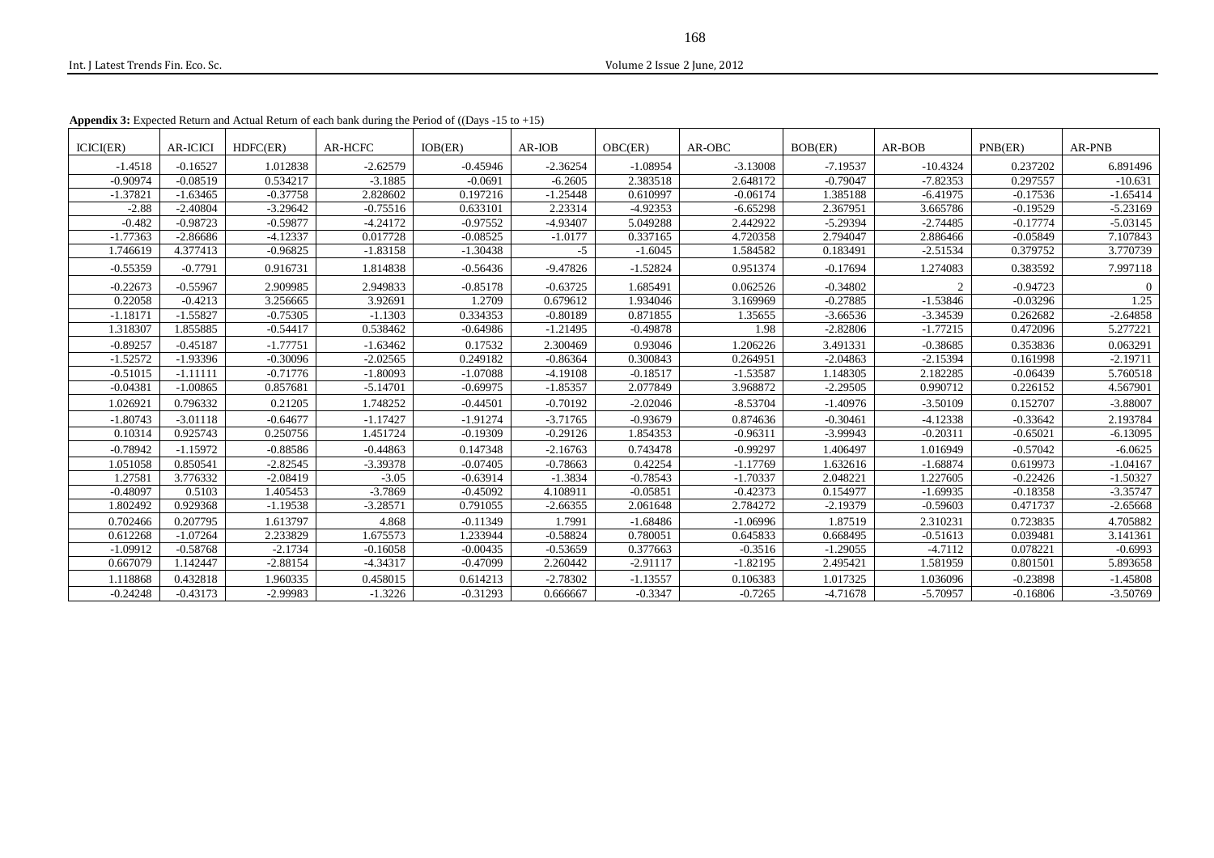**Appendix 3:** Expected Return and Actual Return of each bank during the Period of ((Days -15 to +15)

| ICICI(ER) | AR-ICICI | HDFC(ER) | AR-HCFC | IOB(ER) | AR-IOB | OBC(ER) | AR-OBC | BOB(ER) | AR-BOB | PNB(ER) | AR-PNB |
|---|---|---|---|---|---|---|---|---|---|---|---|
| -1.4518 | -0.16527 | 1.012838 | -2.62579 | -0.45946 | -2.36254 | -1.08954 | -3.13008 | -7.19537 | -10.4324 | 0.237202 | 6.891496 |
| -0.90974 | -0.08519 | 0.534217 | -3.1885 | -0.0691 | -6.2605 | 2.383518 | 2.648172 | -0.79047 | -7.82353 | 0.297557 | -10.631 |
| -1.37821 | -1.63465 | -0.37758 | 2.828602 | 0.197216 | -1.25448 | 0.610997 | -0.06174 | 1.385188 | -6.41975 | -0.17536 | -1.65414 |
| -2.88 | -2.40804 | -3.29642 | -0.75516 | 0.633101 | 2.23314 | -4.92353 | -6.65298 | 2.367951 | 3.665786 | -0.19529 | -5.23169 |
| -0.482 | -0.98723 | -0.59877 | -4.24172 | -0.97552 | -4.93407 | 5.049288 | 2.442922 | -5.29394 | -2.74485 | -0.17774 | -5.03145 |
| -1.77363 | -2.86686 | -4.12337 | 0.017728 | -0.08525 | -1.0177 | 0.337165 | 4.720358 | 2.794047 | 2.886466 | -0.05849 | 7.107843 |
| 1.746619 | 4.377413 | -0.96825 | -1.83158 | -1.30438 | -5 | -1.6045 | 1.584582 | 0.183491 | -2.51534 | 0.379752 | 3.770739 |
| -0.55359 | -0.7791 | 0.916731 | 1.814838 | -0.56436 | -9.47826 | -1.52824 | 0.951374 | -0.17694 | 1.274083 | 0.383592 | 7.997118 |
| -0.22673 | -0.55967 | 2.909985 | 2.949833 | -0.85178 | -0.63725 | 1.685491 | 0.062526 | -0.34802 | 2 | -0.94723 | 0 |
| 0.22058 | -0.4213 | 3.256665 | 3.92691 | 1.2709 | 0.679612 | 1.934046 | 3.169969 | -0.27885 | -1.53846 | -0.03296 | 1.25 |
| -1.18171 | -1.55827 | -0.75305 | -1.1303 | 0.334353 | -0.80189 | 0.871855 | 1.35655 | -3.66536 | -3.34539 | 0.262682 | -2.64858 |
| 1.318307 | 1.855885 | -0.54417 | 0.538462 | -0.64986 | -1.21495 | -0.49878 | 1.98 | -2.82806 | -1.77215 | 0.472096 | 5.277221 |
| -0.89257 | -0.45187 | -1.77751 | -1.63462 | 0.17532 | 2.300469 | 0.93046 | 1.206226 | 3.491331 | -0.38685 | 0.353836 | 0.063291 |
| -1.52572 | -1.93396 | -0.30096 | -2.02565 | 0.249182 | -0.86364 | 0.300843 | 0.264951 | -2.04863 | -2.15394 | 0.161998 | -2.19711 |
| -0.51015 | -1.11111 | -0.71776 | -1.80093 | -1.07088 | -4.19108 | -0.18517 | -1.53587 | 1.148305 | 2.182285 | -0.06439 | 5.760518 |
| -0.04381 | -1.00865 | 0.857681 | -5.14701 | -0.69975 | -1.85357 | 2.077849 | 3.968872 | -2.29505 | 0.990712 | 0.226152 | 4.567901 |
| 1.026921 | 0.796332 | 0.21205 | 1.748252 | -0.44501 | -0.70192 | -2.02046 | -8.53704 | -1.40976 | -3.50109 | 0.152707 | -3.88007 |
| -1.80743 | -3.01118 | -0.64677 | -1.17427 | -1.91274 | -3.71765 | -0.93679 | 0.874636 | -0.30461 | -4.12338 | -0.33642 | 2.193784 |
| 0.10314 | 0.925743 | 0.250756 | 1.451724 | -0.19309 | -0.29126 | 1.854353 | -0.96311 | -3.99943 | -0.20311 | -0.65021 | -6.13095 |
| -0.78942 | -1.15972 | -0.88586 | -0.44863 | 0.147348 | -2.16763 | 0.743478 | -0.99297 | 1.406497 | 1.016949 | -0.57042 | -6.0625 |
| 1.051058 | 0.850541 | -2.82545 | -3.39378 | -0.07405 | -0.78663 | 0.42254 | -1.17769 | 1.632616 | -1.68874 | 0.619973 | -1.04167 |
| 1.27581 | 3.776332 | -2.08419 | -3.05 | -0.63914 | -1.3834 | -0.78543 | -1.70337 | 2.048221 | 1.227605 | -0.22426 | -1.50327 |
| -0.48097 | 0.5103 | 1.405453 | -3.7869 | -0.45092 | 4.108911 | -0.05851 | -0.42373 | 0.154977 | -1.69935 | -0.18358 | -3.35747 |
| 1.802492 | 0.929368 | -1.19538 | -3.28571 | 0.791055 | -2.66355 | 2.061648 | 2.784272 | -2.19379 | -0.59603 | 0.471737 | -2.65668 |
| 0.702466 | 0.207795 | 1.613797 | 4.868 | -0.11349 | 1.7991 | -1.68486 | -1.06996 | 1.87519 | 2.310231 | 0.723835 | 4.705882 |
| 0.612268 | -1.07264 | 2.233829 | 1.675573 | 1.233944 | -0.58824 | 0.780051 | 0.645833 | 0.668495 | -0.51613 | 0.039481 | 3.141361 |
| -1.09912 | -0.58768 | -2.1734 | -0.16058 | -0.00435 | -0.53659 | 0.377663 | -0.3516 | -1.29055 | -4.7112 | 0.078221 | -0.6993 |
| 0.667079 | 1.142447 | -2.88154 | -4.34317 | -0.47099 | 2.260442 | -2.91117 | -1.82195 | 2.495421 | 1.581959 | 0.801501 | 5.893658 |
| 1.118868 | 0.432818 | 1.960335 | 0.458015 | 0.614213 | -2.78302 | -1.13557 | 0.106383 | 1.017325 | 1.036096 | -0.23898 | -1.45808 |
| -0.24248 | -0.43173 | -2.99983 | -1.3226 | -0.31293 | 0.666667 | -0.3347 | -0.7265 | -4.71678 | -5.70957 | -0.16806 | -3.50769 |